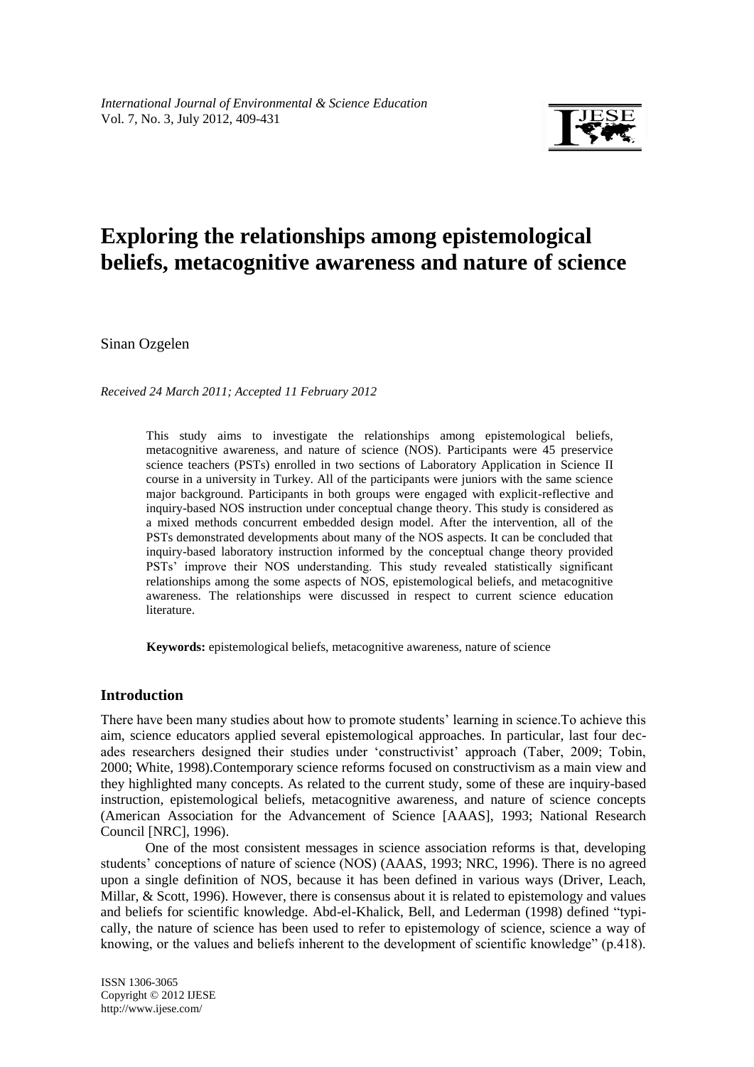# Exploring the relationships among epistemological beliefs, metacognitive awareness and nature of science

Sinan Ozgelen

*Received 24 March 2011; Accepted 11 February 2012*

This study aims to investigate the relationships among epistemological beliefs, metacognitive awareness, and nature of science (NOS). Participants were 45 preservice science teachers (PSTs) enrolled in two sections of Laboratory Application in Science II course in a university in Turkey. All of the participants were juniors with the same science major background. Participants in both groups were engaged with explicit-reflective and inquiry-based NOS instruction under conceptual change theory. This study is considered as a mixed methods concurrent embedded design model. After the intervention, all of the PSTs demonstrated developments about many of the NOS aspects. It can be concluded that inquiry-based laboratory instruction informed by the conceptual change theory provided PSTs' improve their NOS understanding. This study revealed statistically significant relationships among the some aspects of NOS, epistemological beliefs, and metacognitive awareness. The relationships were discussed in respect to current science education literature.

**Keywords:** epistemological beliefs, metacognitive awareness, nature of science

## Introduction

There have been many studies about how to promote students' learning in science.To achieve this aim, science educators applied several epistemological approaches. In particular, last four decades researchers designed their studies under 'constructivist' approach (Taber, 2009; Tobin, 2000; White, 1998).Contemporary science reforms focused on constructivism as a main view and they highlighted many concepts. As related to the current study, some of these are inquiry-based instruction, epistemological beliefs, metacognitive awareness, and nature of science concepts (American Association for the Advancement of Science [AAAS], 1993; National Research Council [NRC], 1996).

One of the most consistent messages in science association reforms is that, developing students' conceptions of nature of science (NOS) (AAAS, 1993; NRC, 1996). There is no agreed upon a single definition of NOS, because it has been defined in various ways (Driver, Leach, Millar, & Scott, 1996). However, there is consensus about it is related to epistemology and values and beliefs for scientific knowledge. Abd-el-Khalick, Bell, and Lederman (1998) defined "typically, the nature of science has been used to refer to epistemology of science, science a way of knowing, or the values and beliefs inherent to the development of scientific knowledge" (p.418).

ISSN 1306-3065
Copyright © 2012 IJESE
http://www.ijese.com/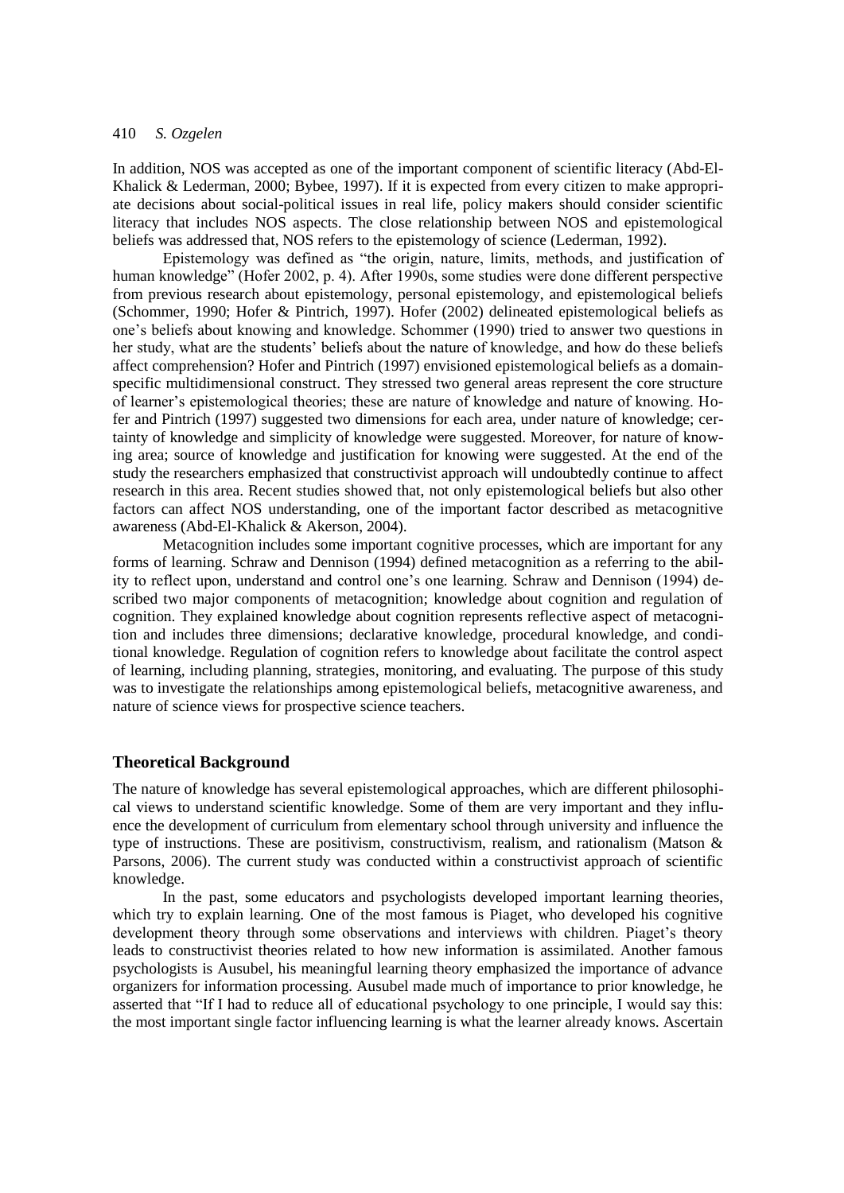In addition, NOS was accepted as one of the important component of scientific literacy (Abd-El-Khalick & Lederman, 2000; Bybee, 1997). If it is expected from every citizen to make appropriate decisions about social-political issues in real life, policy makers should consider scientific literacy that includes NOS aspects. The close relationship between NOS and epistemological beliefs was addressed that, NOS refers to the epistemology of science (Lederman, 1992).

Epistemology was defined as "the origin, nature, limits, methods, and justification of human knowledge" (Hofer 2002, p. 4). After 1990s, some studies were done different perspective from previous research about epistemology, personal epistemology, and epistemological beliefs (Schommer, 1990; Hofer & Pintrich, 1997). Hofer (2002) delineated epistemological beliefs as one's beliefs about knowing and knowledge. Schommer (1990) tried to answer two questions in her study, what are the students' beliefs about the nature of knowledge, and how do these beliefs affect comprehension? Hofer and Pintrich (1997) envisioned epistemological beliefs as a domain-specific multidimensional construct. They stressed two general areas represent the core structure of learner's epistemological theories; these are nature of knowledge and nature of knowing. Hofer and Pintrich (1997) suggested two dimensions for each area, under nature of knowledge; certainty of knowledge and simplicity of knowledge were suggested. Moreover, for nature of knowing area; source of knowledge and justification for knowing were suggested. At the end of the study the researchers emphasized that constructivist approach will undoubtedly continue to affect research in this area. Recent studies showed that, not only epistemological beliefs but also other factors can affect NOS understanding, one of the important factor described as metacognitive awareness (Abd-El-Khalick & Akerson, 2004).

Metacognition includes some important cognitive processes, which are important for any forms of learning. Schraw and Dennison (1994) defined metacognition as a referring to the ability to reflect upon, understand and control one's one learning. Schraw and Dennison (1994) described two major components of metacognition; knowledge about cognition and regulation of cognition. They explained knowledge about cognition represents reflective aspect of metacognition and includes three dimensions; declarative knowledge, procedural knowledge, and conditional knowledge. Regulation of cognition refers to knowledge about facilitate the control aspect of learning, including planning, strategies, monitoring, and evaluating. The purpose of this study was to investigate the relationships among epistemological beliefs, metacognitive awareness, and nature of science views for prospective science teachers.

## Theoretical Background

The nature of knowledge has several epistemological approaches, which are different philosophical views to understand scientific knowledge. Some of them are very important and they influence the development of curriculum from elementary school through university and influence the type of instructions. These are positivism, constructivism, realism, and rationalism (Matson & Parsons, 2006). The current study was conducted within a constructivist approach of scientific knowledge.

In the past, some educators and psychologists developed important learning theories, which try to explain learning. One of the most famous is Piaget, who developed his cognitive development theory through some observations and interviews with children. Piaget's theory leads to constructivist theories related to how new information is assimilated. Another famous psychologists is Ausubel, his meaningful learning theory emphasized the importance of advance organizers for information processing. Ausubel made much of importance to prior knowledge, he asserted that "If I had to reduce all of educational psychology to one principle, I would say this: the most important single factor influencing learning is what the learner already knows. Ascertain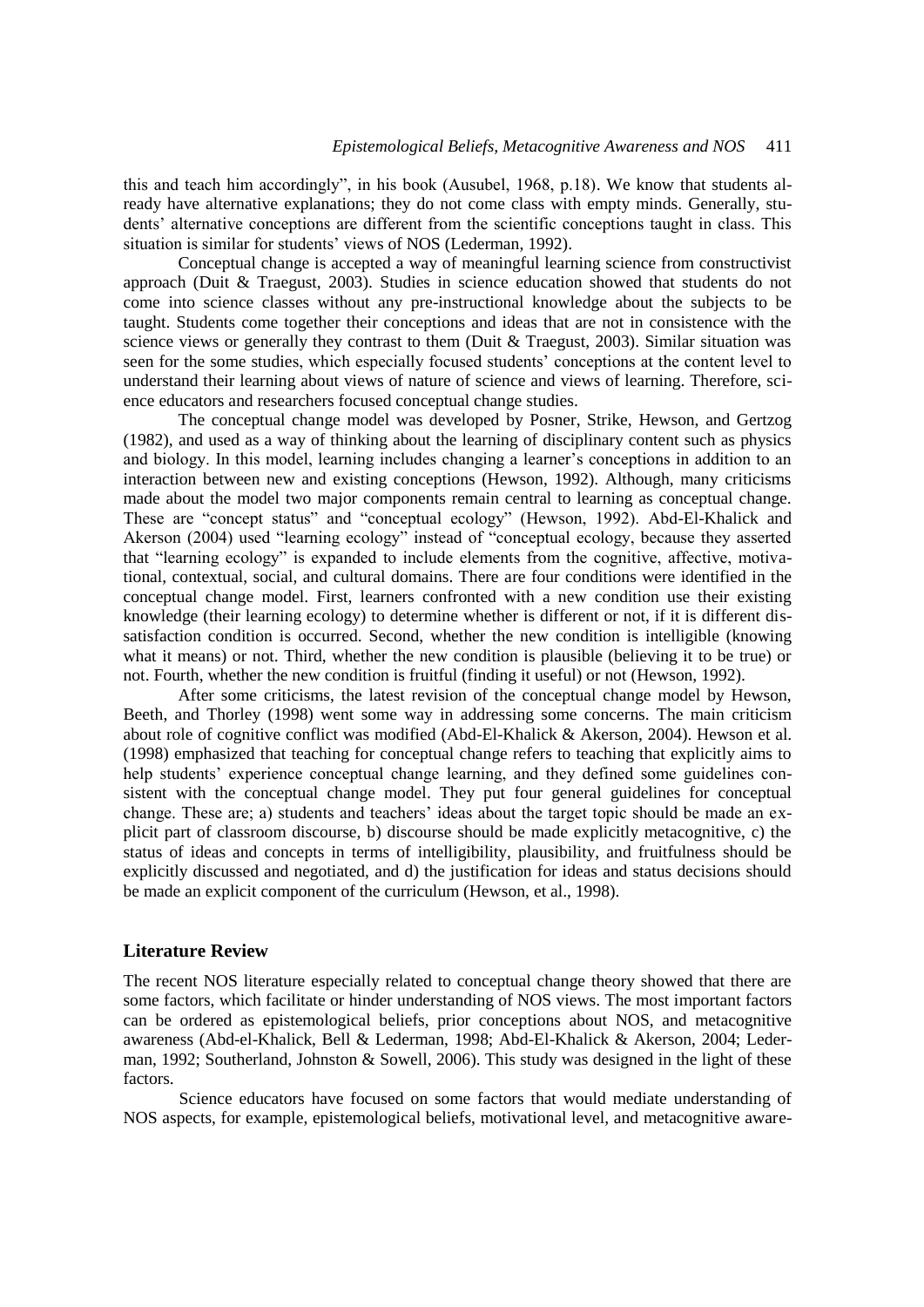this and teach him accordingly", in his book (Ausubel, 1968, p.18). We know that students already have alternative explanations; they do not come class with empty minds. Generally, students' alternative conceptions are different from the scientific conceptions taught in class. This situation is similar for students' views of NOS (Lederman, 1992).

Conceptual change is accepted a way of meaningful learning science from constructivist approach (Duit & Traegust, 2003). Studies in science education showed that students do not come into science classes without any pre-instructional knowledge about the subjects to be taught. Students come together their conceptions and ideas that are not in consistence with the science views or generally they contrast to them (Duit & Traegust, 2003). Similar situation was seen for the some studies, which especially focused students' conceptions at the content level to understand their learning about views of nature of science and views of learning. Therefore, science educators and researchers focused conceptual change studies.

The conceptual change model was developed by Posner, Strike, Hewson, and Gertzog (1982), and used as a way of thinking about the learning of disciplinary content such as physics and biology. In this model, learning includes changing a learner's conceptions in addition to an interaction between new and existing conceptions (Hewson, 1992). Although, many criticisms made about the model two major components remain central to learning as conceptual change. These are "concept status" and "conceptual ecology" (Hewson, 1992). Abd-El-Khalick and Akerson (2004) used "learning ecology" instead of "conceptual ecology, because they asserted that "learning ecology" is expanded to include elements from the cognitive, affective, motivational, contextual, social, and cultural domains. There are four conditions were identified in the conceptual change model. First, learners confronted with a new condition use their existing knowledge (their learning ecology) to determine whether is different or not, if it is different dissatisfaction condition is occurred. Second, whether the new condition is intelligible (knowing what it means) or not. Third, whether the new condition is plausible (believing it to be true) or not. Fourth, whether the new condition is fruitful (finding it useful) or not (Hewson, 1992).

After some criticisms, the latest revision of the conceptual change model by Hewson, Beeth, and Thorley (1998) went some way in addressing some concerns. The main criticism about role of cognitive conflict was modified (Abd-El-Khalick & Akerson, 2004). Hewson et al. (1998) emphasized that teaching for conceptual change refers to teaching that explicitly aims to help students' experience conceptual change learning, and they defined some guidelines consistent with the conceptual change model. They put four general guidelines for conceptual change. These are; a) students and teachers' ideas about the target topic should be made an explicit part of classroom discourse, b) discourse should be made explicitly metacognitive, c) the status of ideas and concepts in terms of intelligibility, plausibility, and fruitfulness should be explicitly discussed and negotiated, and d) the justification for ideas and status decisions should be made an explicit component of the curriculum (Hewson, et al., 1998).

## Literature Review

The recent NOS literature especially related to conceptual change theory showed that there are some factors, which facilitate or hinder understanding of NOS views. The most important factors can be ordered as epistemological beliefs, prior conceptions about NOS, and metacognitive awareness (Abd-el-Khalick, Bell & Lederman, 1998; Abd-El-Khalick & Akerson, 2004; Lederman, 1992; Southerland, Johnston & Sowell, 2006). This study was designed in the light of these factors.

Science educators have focused on some factors that would mediate understanding of NOS aspects, for example, epistemological beliefs, motivational level, and metacognitive aware-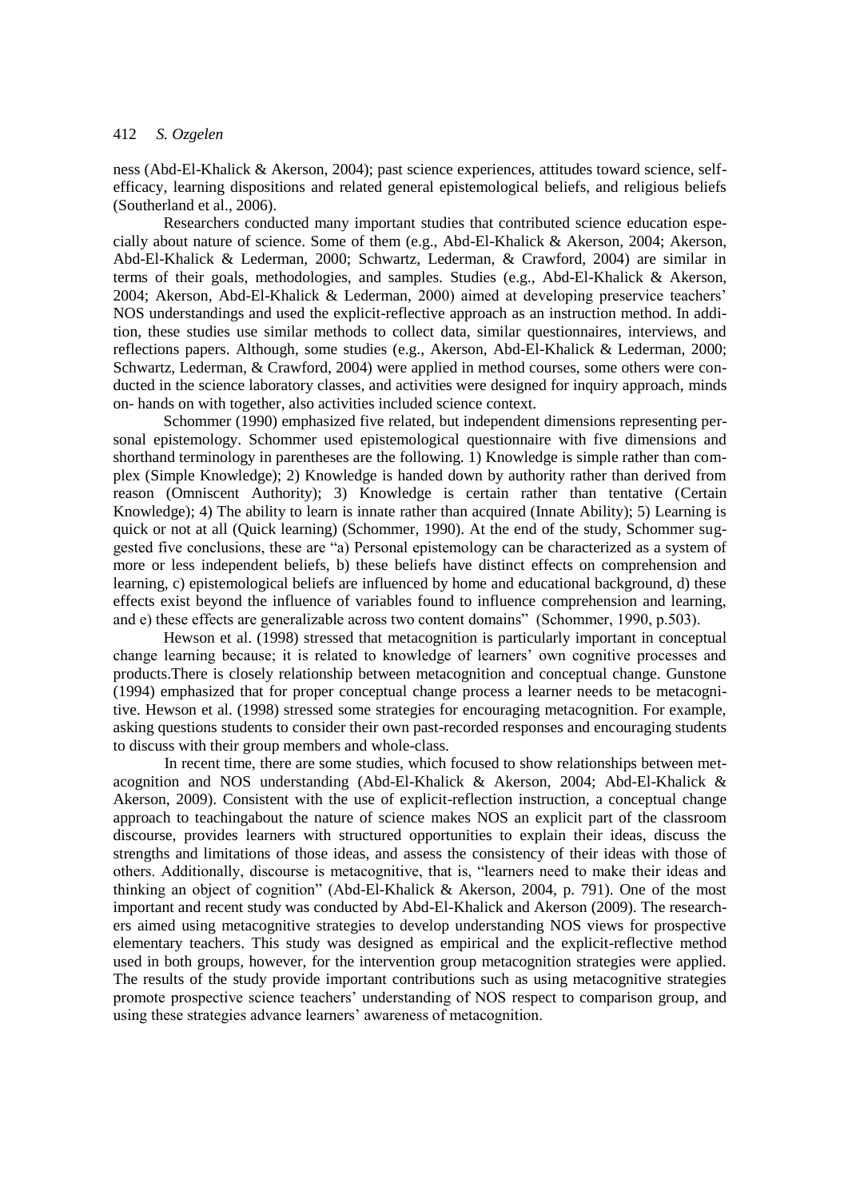ness (Abd-El-Khalick & Akerson, 2004); past science experiences, attitudes toward science, self-efficacy, learning dispositions and related general epistemological beliefs, and religious beliefs (Southerland et al., 2006).

Researchers conducted many important studies that contributed science education especially about nature of science. Some of them (e.g., Abd-El-Khalick & Akerson, 2004; Akerson, Abd-El-Khalick & Lederman, 2000; Schwartz, Lederman, & Crawford, 2004) are similar in terms of their goals, methodologies, and samples. Studies (e.g., Abd-El-Khalick & Akerson, 2004; Akerson, Abd-El-Khalick & Lederman, 2000) aimed at developing preservice teachers' NOS understandings and used the explicit-reflective approach as an instruction method. In addition, these studies use similar methods to collect data, similar questionnaires, interviews, and reflections papers. Although, some studies (e.g., Akerson, Abd-El-Khalick & Lederman, 2000; Schwartz, Lederman, & Crawford, 2004) were applied in method courses, some others were conducted in the science laboratory classes, and activities were designed for inquiry approach, minds on- hands on with together, also activities included science context.

Schommer (1990) emphasized five related, but independent dimensions representing personal epistemology. Schommer used epistemological questionnaire with five dimensions and shorthand terminology in parentheses are the following. 1) Knowledge is simple rather than complex (Simple Knowledge); 2) Knowledge is handed down by authority rather than derived from reason (Omniscent Authority); 3) Knowledge is certain rather than tentative (Certain Knowledge); 4) The ability to learn is innate rather than acquired (Innate Ability); 5) Learning is quick or not at all (Quick learning) (Schommer, 1990). At the end of the study, Schommer suggested five conclusions, these are "a) Personal epistemology can be characterized as a system of more or less independent beliefs, b) these beliefs have distinct effects on comprehension and learning, c) epistemological beliefs are influenced by home and educational background, d) these effects exist beyond the influence of variables found to influence comprehension and learning, and e) these effects are generalizable across two content domains" (Schommer, 1990, p.503).

Hewson et al. (1998) stressed that metacognition is particularly important in conceptual change learning because; it is related to knowledge of learners' own cognitive processes and products.There is closely relationship between metacognition and conceptual change. Gunstone (1994) emphasized that for proper conceptual change process a learner needs to be metacognitive. Hewson et al. (1998) stressed some strategies for encouraging metacognition. For example, asking questions students to consider their own past-recorded responses and encouraging students to discuss with their group members and whole-class.

In recent time, there are some studies, which focused to show relationships between metacognition and NOS understanding (Abd-El-Khalick & Akerson, 2004; Abd-El-Khalick & Akerson, 2009). Consistent with the use of explicit-reflection instruction, a conceptual change approach to teachingabout the nature of science makes NOS an explicit part of the classroom discourse, provides learners with structured opportunities to explain their ideas, discuss the strengths and limitations of those ideas, and assess the consistency of their ideas with those of others. Additionally, discourse is metacognitive, that is, "learners need to make their ideas and thinking an object of cognition" (Abd-El-Khalick & Akerson, 2004, p. 791). One of the most important and recent study was conducted by Abd-El-Khalick and Akerson (2009). The researchers aimed using metacognitive strategies to develop understanding NOS views for prospective elementary teachers. This study was designed as empirical and the explicit-reflective method used in both groups, however, for the intervention group metacognition strategies were applied. The results of the study provide important contributions such as using metacognitive strategies promote prospective science teachers' understanding of NOS respect to comparison group, and using these strategies advance learners' awareness of metacognition.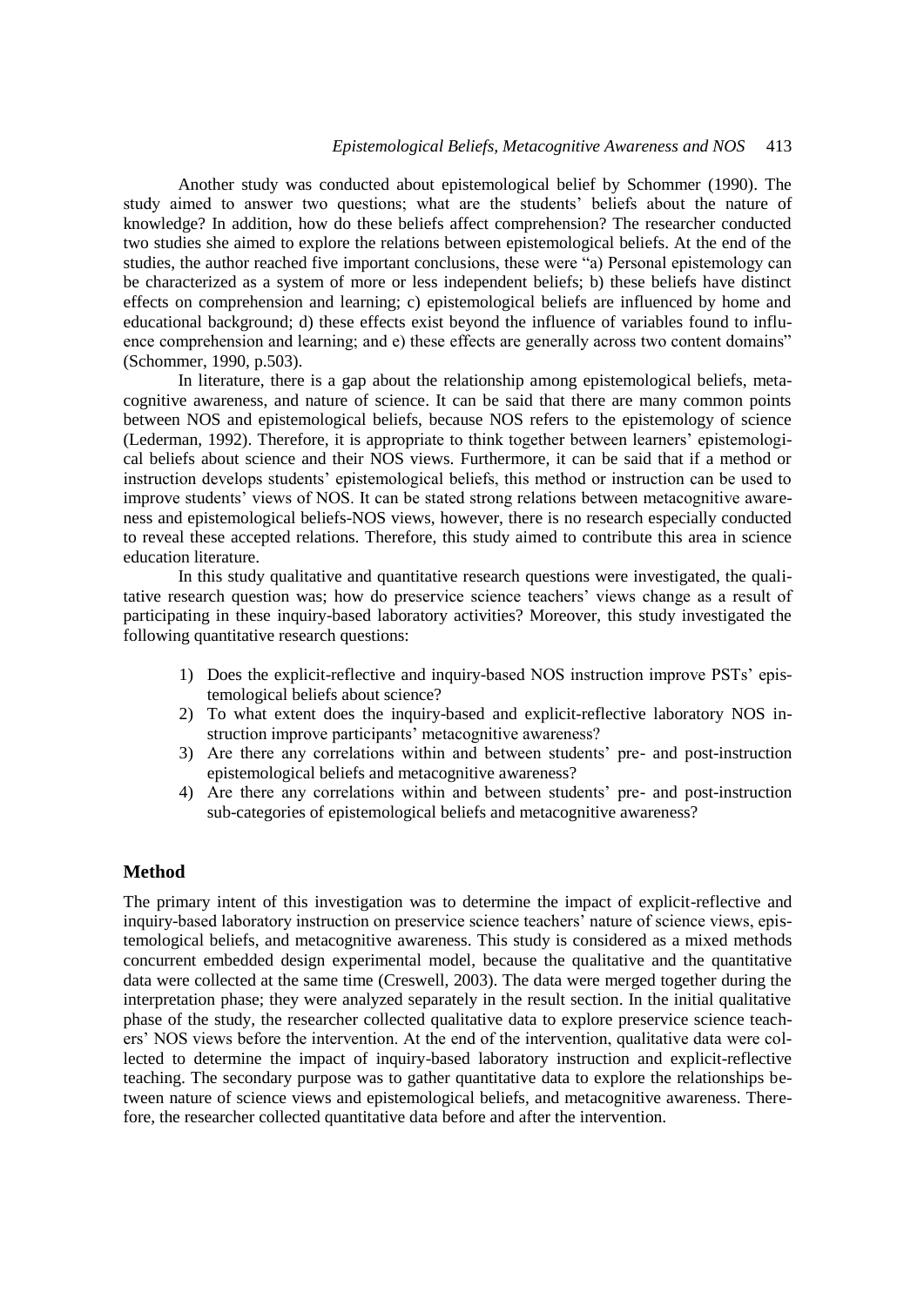Another study was conducted about epistemological belief by Schommer (1990). The study aimed to answer two questions; what are the students' beliefs about the nature of knowledge? In addition, how do these beliefs affect comprehension? The researcher conducted two studies she aimed to explore the relations between epistemological beliefs. At the end of the studies, the author reached five important conclusions, these were "a) Personal epistemology can be characterized as a system of more or less independent beliefs; b) these beliefs have distinct effects on comprehension and learning; c) epistemological beliefs are influenced by home and educational background; d) these effects exist beyond the influence of variables found to influence comprehension and learning; and e) these effects are generally across two content domains" (Schommer, 1990, p.503).

In literature, there is a gap about the relationship among epistemological beliefs, metacognitive awareness, and nature of science. It can be said that there are many common points between NOS and epistemological beliefs, because NOS refers to the epistemology of science (Lederman, 1992). Therefore, it is appropriate to think together between learners' epistemological beliefs about science and their NOS views. Furthermore, it can be said that if a method or instruction develops students' epistemological beliefs, this method or instruction can be used to improve students' views of NOS. It can be stated strong relations between metacognitive awareness and epistemological beliefs-NOS views, however, there is no research especially conducted to reveal these accepted relations. Therefore, this study aimed to contribute this area in science education literature.

In this study qualitative and quantitative research questions were investigated, the qualitative research question was; how do preservice science teachers' views change as a result of participating in these inquiry-based laboratory activities? Moreover, this study investigated the following quantitative research questions:

1) Does the explicit-reflective and inquiry-based NOS instruction improve PSTs' epistemological beliefs about science?
2) To what extent does the inquiry-based and explicit-reflective laboratory NOS instruction improve participants' metacognitive awareness?
3) Are there any correlations within and between students' pre- and post-instruction epistemological beliefs and metacognitive awareness?
4) Are there any correlations within and between students' pre- and post-instruction sub-categories of epistemological beliefs and metacognitive awareness?

## Method

The primary intent of this investigation was to determine the impact of explicit-reflective and inquiry-based laboratory instruction on preservice science teachers' nature of science views, epistemological beliefs, and metacognitive awareness. This study is considered as a mixed methods concurrent embedded design experimental model, because the qualitative and the quantitative data were collected at the same time (Creswell, 2003). The data were merged together during the interpretation phase; they were analyzed separately in the result section. In the initial qualitative phase of the study, the researcher collected qualitative data to explore preservice science teachers' NOS views before the intervention. At the end of the intervention, qualitative data were collected to determine the impact of inquiry-based laboratory instruction and explicit-reflective teaching. The secondary purpose was to gather quantitative data to explore the relationships between nature of science views and epistemological beliefs, and metacognitive awareness. Therefore, the researcher collected quantitative data before and after the intervention.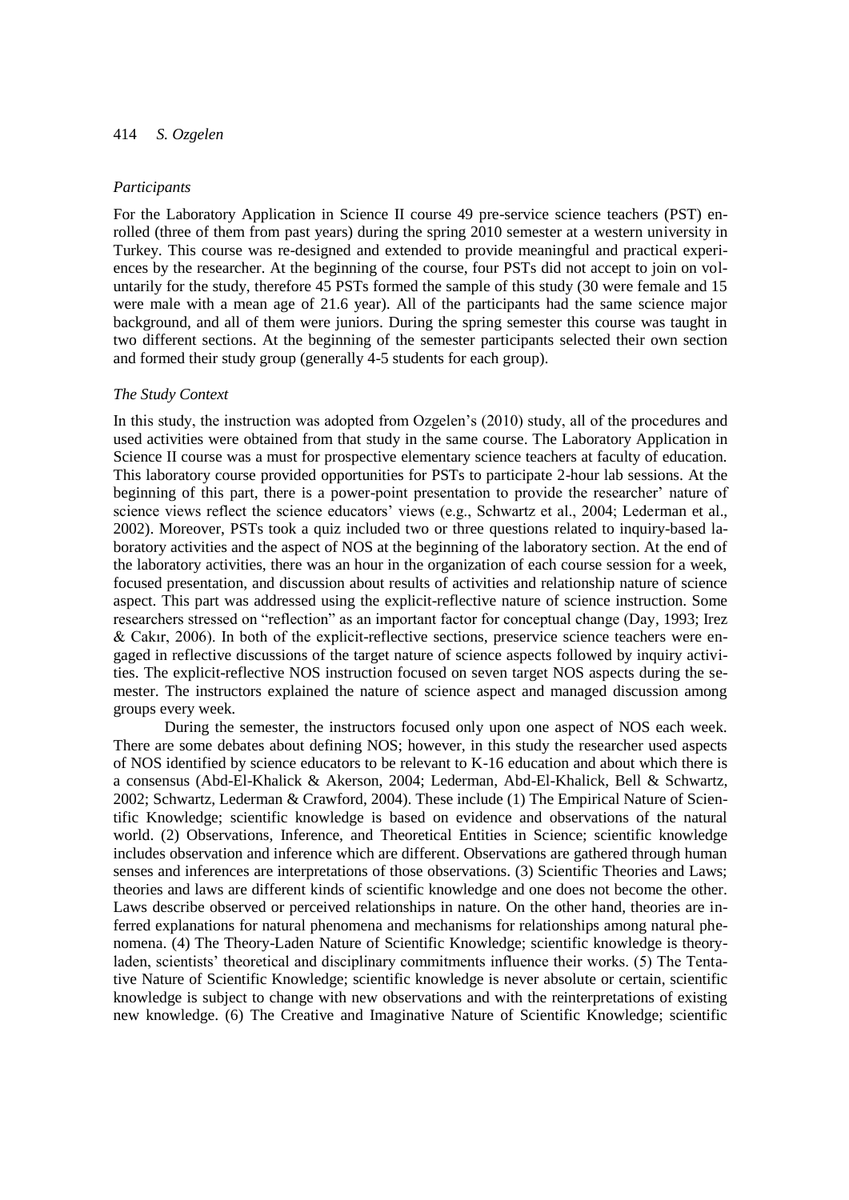### *Participants*

For the Laboratory Application in Science II course 49 pre-service science teachers (PST) enrolled (three of them from past years) during the spring 2010 semester at a western university in Turkey. This course was re-designed and extended to provide meaningful and practical experiences by the researcher. At the beginning of the course, four PSTs did not accept to join on voluntarily for the study, therefore 45 PSTs formed the sample of this study (30 were female and 15 were male with a mean age of 21.6 year). All of the participants had the same science major background, and all of them were juniors. During the spring semester this course was taught in two different sections. At the beginning of the semester participants selected their own section and formed their study group (generally 4-5 students for each group).

### *The Study Context*

In this study, the instruction was adopted from Ozgelen's (2010) study, all of the procedures and used activities were obtained from that study in the same course. The Laboratory Application in Science II course was a must for prospective elementary science teachers at faculty of education. This laboratory course provided opportunities for PSTs to participate 2-hour lab sessions. At the beginning of this part, there is a power-point presentation to provide the researcher' nature of science views reflect the science educators' views (e.g., Schwartz et al., 2004; Lederman et al., 2002). Moreover, PSTs took a quiz included two or three questions related to inquiry-based laboratory activities and the aspect of NOS at the beginning of the laboratory section. At the end of the laboratory activities, there was an hour in the organization of each course session for a week, focused presentation, and discussion about results of activities and relationship nature of science aspect. This part was addressed using the explicit-reflective nature of science instruction. Some researchers stressed on "reflection" as an important factor for conceptual change (Day, 1993; Irez & Cakır, 2006). In both of the explicit-reflective sections, preservice science teachers were engaged in reflective discussions of the target nature of science aspects followed by inquiry activities. The explicit-reflective NOS instruction focused on seven target NOS aspects during the semester. The instructors explained the nature of science aspect and managed discussion among groups every week.

During the semester, the instructors focused only upon one aspect of NOS each week. There are some debates about defining NOS; however, in this study the researcher used aspects of NOS identified by science educators to be relevant to K-16 education and about which there is a consensus (Abd-El-Khalick & Akerson, 2004; Lederman, Abd-El-Khalick, Bell & Schwartz, 2002; Schwartz, Lederman & Crawford, 2004). These include (1) The Empirical Nature of Scientific Knowledge; scientific knowledge is based on evidence and observations of the natural world. (2) Observations, Inference, and Theoretical Entities in Science; scientific knowledge includes observation and inference which are different. Observations are gathered through human senses and inferences are interpretations of those observations. (3) Scientific Theories and Laws; theories and laws are different kinds of scientific knowledge and one does not become the other. Laws describe observed or perceived relationships in nature. On the other hand, theories are inferred explanations for natural phenomena and mechanisms for relationships among natural phenomena. (4) The Theory-Laden Nature of Scientific Knowledge; scientific knowledge is theory-laden, scientists' theoretical and disciplinary commitments influence their works. (5) The Tentative Nature of Scientific Knowledge; scientific knowledge is never absolute or certain, scientific knowledge is subject to change with new observations and with the reinterpretations of existing new knowledge. (6) The Creative and Imaginative Nature of Scientific Knowledge; scientific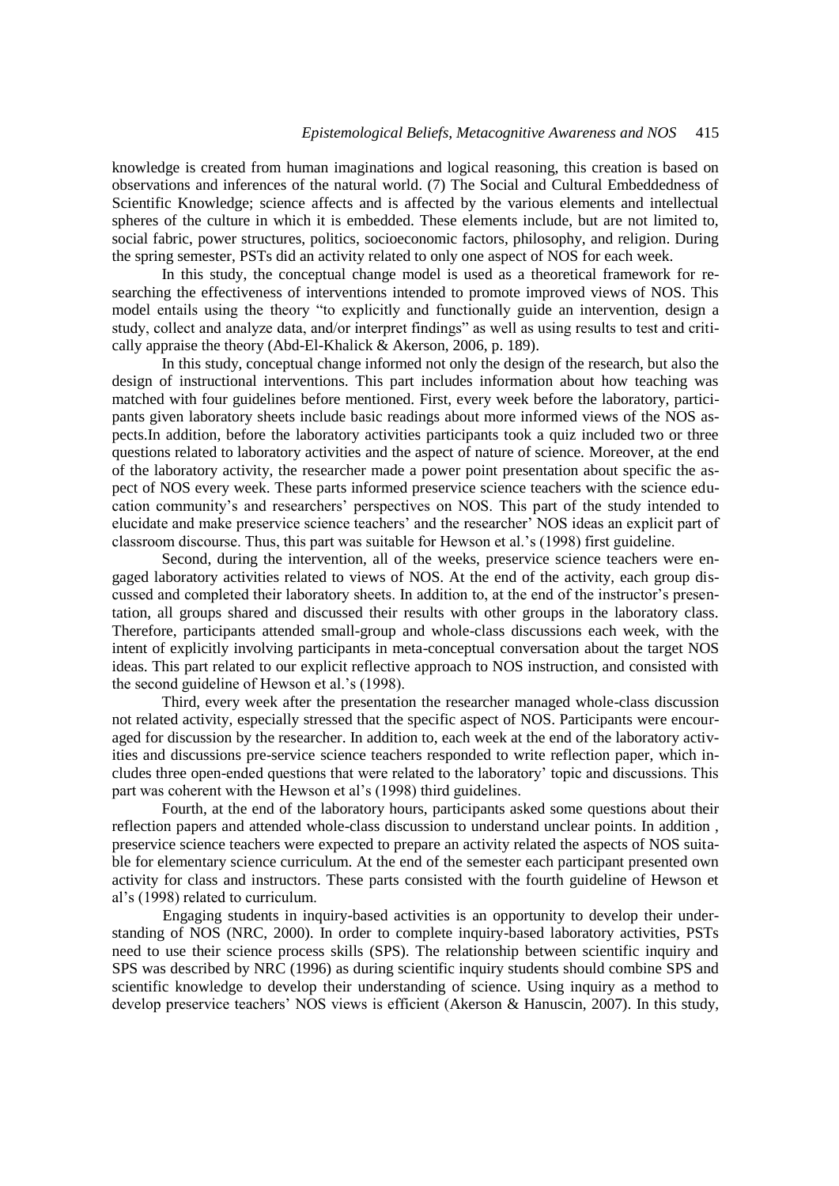knowledge is created from human imaginations and logical reasoning, this creation is based on observations and inferences of the natural world. (7) The Social and Cultural Embeddedness of Scientific Knowledge; science affects and is affected by the various elements and intellectual spheres of the culture in which it is embedded. These elements include, but are not limited to, social fabric, power structures, politics, socioeconomic factors, philosophy, and religion. During the spring semester, PSTs did an activity related to only one aspect of NOS for each week.

In this study, the conceptual change model is used as a theoretical framework for researching the effectiveness of interventions intended to promote improved views of NOS. This model entails using the theory "to explicitly and functionally guide an intervention, design a study, collect and analyze data, and/or interpret findings" as well as using results to test and critically appraise the theory (Abd-El-Khalick & Akerson, 2006, p. 189).

In this study, conceptual change informed not only the design of the research, but also the design of instructional interventions. This part includes information about how teaching was matched with four guidelines before mentioned. First, every week before the laboratory, participants given laboratory sheets include basic readings about more informed views of the NOS aspects.In addition, before the laboratory activities participants took a quiz included two or three questions related to laboratory activities and the aspect of nature of science. Moreover, at the end of the laboratory activity, the researcher made a power point presentation about specific the aspect of NOS every week. These parts informed preservice science teachers with the science education community's and researchers' perspectives on NOS. This part of the study intended to elucidate and make preservice science teachers' and the researcher' NOS ideas an explicit part of classroom discourse. Thus, this part was suitable for Hewson et al.'s (1998) first guideline.

Second, during the intervention, all of the weeks, preservice science teachers were engaged laboratory activities related to views of NOS. At the end of the activity, each group discussed and completed their laboratory sheets. In addition to, at the end of the instructor's presentation, all groups shared and discussed their results with other groups in the laboratory class. Therefore, participants attended small-group and whole-class discussions each week, with the intent of explicitly involving participants in meta-conceptual conversation about the target NOS ideas. This part related to our explicit reflective approach to NOS instruction, and consisted with the second guideline of Hewson et al.'s (1998).

Third, every week after the presentation the researcher managed whole-class discussion not related activity, especially stressed that the specific aspect of NOS. Participants were encouraged for discussion by the researcher. In addition to, each week at the end of the laboratory activities and discussions pre-service science teachers responded to write reflection paper, which includes three open-ended questions that were related to the laboratory' topic and discussions. This part was coherent with the Hewson et al's (1998) third guidelines.

Fourth, at the end of the laboratory hours, participants asked some questions about their reflection papers and attended whole-class discussion to understand unclear points. In addition , preservice science teachers were expected to prepare an activity related the aspects of NOS suitable for elementary science curriculum. At the end of the semester each participant presented own activity for class and instructors. These parts consisted with the fourth guideline of Hewson et al's (1998) related to curriculum.

Engaging students in inquiry-based activities is an opportunity to develop their understanding of NOS (NRC, 2000). In order to complete inquiry-based laboratory activities, PSTs need to use their science process skills (SPS). The relationship between scientific inquiry and SPS was described by NRC (1996) as during scientific inquiry students should combine SPS and scientific knowledge to develop their understanding of science. Using inquiry as a method to develop preservice teachers' NOS views is efficient (Akerson & Hanuscin, 2007). In this study,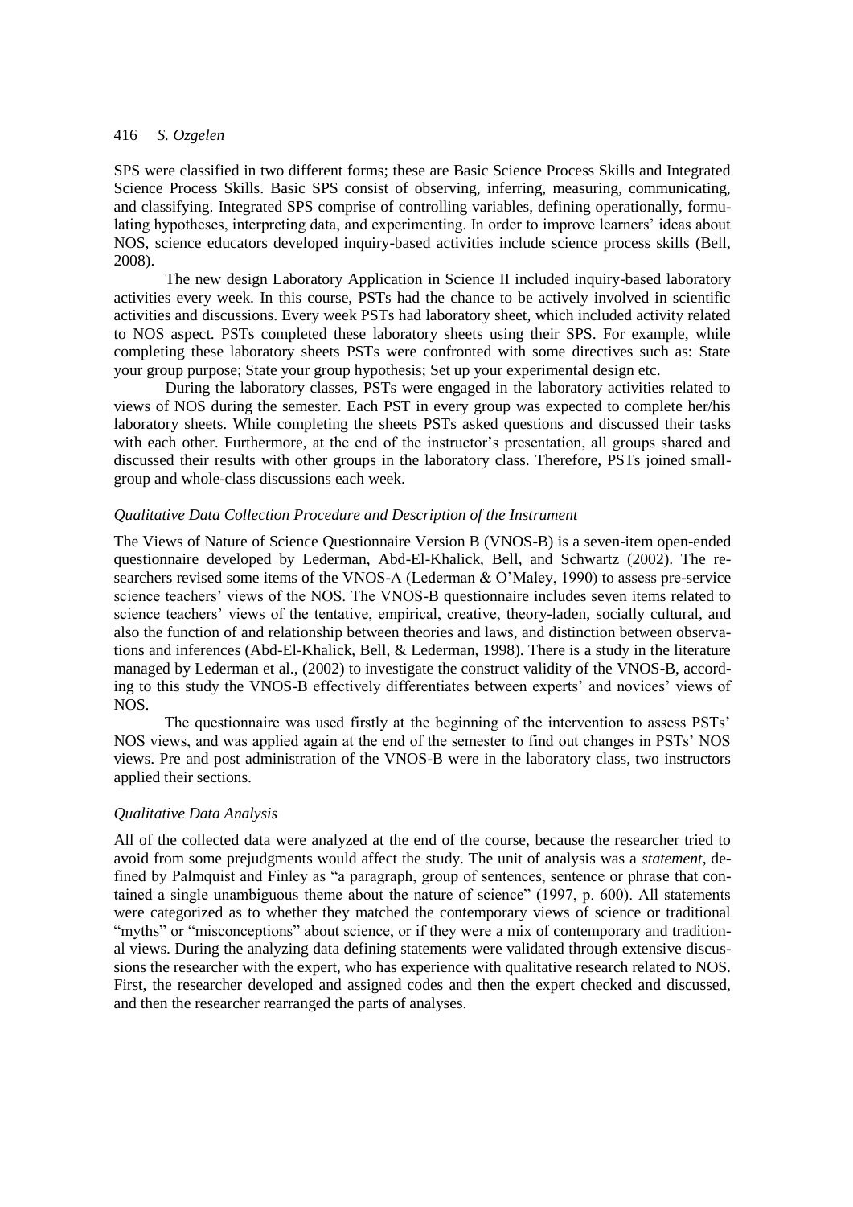SPS were classified in two different forms; these are Basic Science Process Skills and Integrated Science Process Skills. Basic SPS consist of observing, inferring, measuring, communicating, and classifying. Integrated SPS comprise of controlling variables, defining operationally, formulating hypotheses, interpreting data, and experimenting. In order to improve learners' ideas about NOS, science educators developed inquiry-based activities include science process skills (Bell, 2008).

The new design Laboratory Application in Science II included inquiry-based laboratory activities every week. In this course, PSTs had the chance to be actively involved in scientific activities and discussions. Every week PSTs had laboratory sheet, which included activity related to NOS aspect. PSTs completed these laboratory sheets using their SPS. For example, while completing these laboratory sheets PSTs were confronted with some directives such as: State your group purpose; State your group hypothesis; Set up your experimental design etc.

During the laboratory classes, PSTs were engaged in the laboratory activities related to views of NOS during the semester. Each PST in every group was expected to complete her/his laboratory sheets. While completing the sheets PSTs asked questions and discussed their tasks with each other. Furthermore, at the end of the instructor's presentation, all groups shared and discussed their results with other groups in the laboratory class. Therefore, PSTs joined small-group and whole-class discussions each week.

### *Qualitative Data Collection Procedure and Description of the Instrument*

The Views of Nature of Science Questionnaire Version B (VNOS-B) is a seven-item open-ended questionnaire developed by Lederman, Abd-El-Khalick, Bell, and Schwartz (2002). The researchers revised some items of the VNOS-A (Lederman & O'Maley, 1990) to assess pre-service science teachers' views of the NOS. The VNOS-B questionnaire includes seven items related to science teachers' views of the tentative, empirical, creative, theory-laden, socially cultural, and also the function of and relationship between theories and laws, and distinction between observations and inferences (Abd-El-Khalick, Bell, & Lederman, 1998). There is a study in the literature managed by Lederman et al., (2002) to investigate the construct validity of the VNOS-B, according to this study the VNOS-B effectively differentiates between experts' and novices' views of NOS.

The questionnaire was used firstly at the beginning of the intervention to assess PSTs' NOS views, and was applied again at the end of the semester to find out changes in PSTs' NOS views. Pre and post administration of the VNOS-B were in the laboratory class, two instructors applied their sections.

### *Qualitative Data Analysis*

All of the collected data were analyzed at the end of the course, because the researcher tried to avoid from some prejudgments would affect the study. The unit of analysis was a *statement*, defined by Palmquist and Finley as "a paragraph, group of sentences, sentence or phrase that contained a single unambiguous theme about the nature of science" (1997, p. 600). All statements were categorized as to whether they matched the contemporary views of science or traditional "myths" or "misconceptions" about science, or if they were a mix of contemporary and traditional views. During the analyzing data defining statements were validated through extensive discussions the researcher with the expert, who has experience with qualitative research related to NOS. First, the researcher developed and assigned codes and then the expert checked and discussed, and then the researcher rearranged the parts of analyses.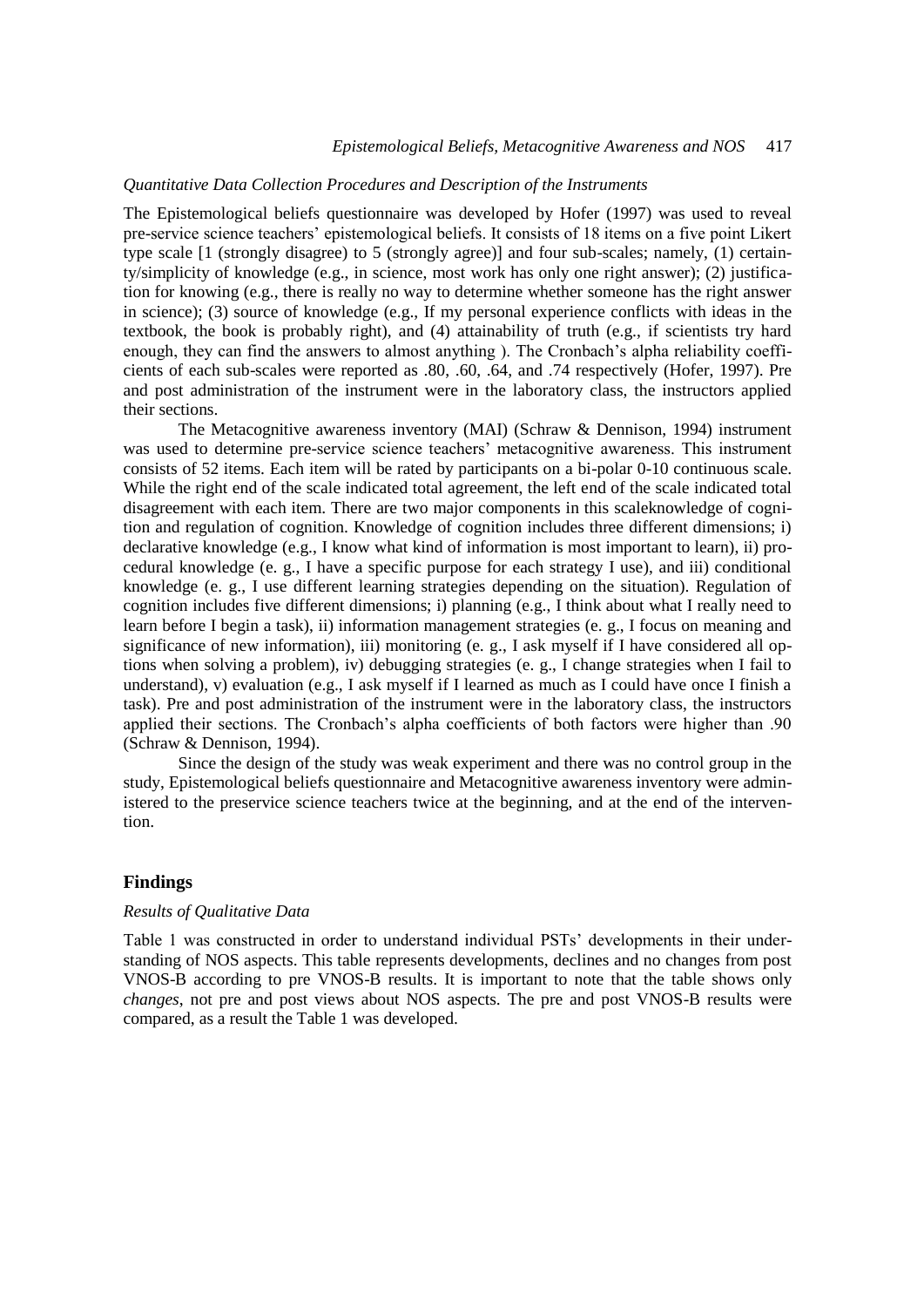*Quantitative Data Collection Procedures and Description of the Instruments*

The Epistemological beliefs questionnaire was developed by Hofer (1997) was used to reveal pre-service science teachers' epistemological beliefs. It consists of 18 items on a five point Likert type scale [1 (strongly disagree) to 5 (strongly agree)] and four sub-scales; namely, (1) certainty/simplicity of knowledge (e.g., in science, most work has only one right answer); (2) justification for knowing (e.g., there is really no way to determine whether someone has the right answer in science); (3) source of knowledge (e.g., If my personal experience conflicts with ideas in the textbook, the book is probably right), and (4) attainability of truth (e.g., if scientists try hard enough, they can find the answers to almost anything ). The Cronbach's alpha reliability coefficients of each sub-scales were reported as .80, .60, .64, and .74 respectively (Hofer, 1997). Pre and post administration of the instrument were in the laboratory class, the instructors applied their sections.

The Metacognitive awareness inventory (MAI) (Schraw & Dennison, 1994) instrument was used to determine pre-service science teachers' metacognitive awareness. This instrument consists of 52 items. Each item will be rated by participants on a bi-polar 0-10 continuous scale. While the right end of the scale indicated total agreement, the left end of the scale indicated total disagreement with each item. There are two major components in this scaleknowledge of cognition and regulation of cognition. Knowledge of cognition includes three different dimensions; i) declarative knowledge (e.g., I know what kind of information is most important to learn), ii) procedural knowledge (e. g., I have a specific purpose for each strategy I use), and iii) conditional knowledge (e. g., I use different learning strategies depending on the situation). Regulation of cognition includes five different dimensions; i) planning (e.g., I think about what I really need to learn before I begin a task), ii) information management strategies (e. g., I focus on meaning and significance of new information), iii) monitoring (e. g., I ask myself if I have considered all options when solving a problem), iv) debugging strategies (e. g., I change strategies when I fail to understand), v) evaluation (e.g., I ask myself if I learned as much as I could have once I finish a task). Pre and post administration of the instrument were in the laboratory class, the instructors applied their sections. The Cronbach's alpha coefficients of both factors were higher than .90 (Schraw & Dennison, 1994).

Since the design of the study was weak experiment and there was no control group in the study, Epistemological beliefs questionnaire and Metacognitive awareness inventory were administered to the preservice science teachers twice at the beginning, and at the end of the intervention.

## Findings

*Results of Qualitative Data*

Table 1 was constructed in order to understand individual PSTs' developments in their understanding of NOS aspects. This table represents developments, declines and no changes from post VNOS-B according to pre VNOS-B results. It is important to note that the table shows only *changes*, not pre and post views about NOS aspects. The pre and post VNOS-B results were compared, as a result the Table 1 was developed.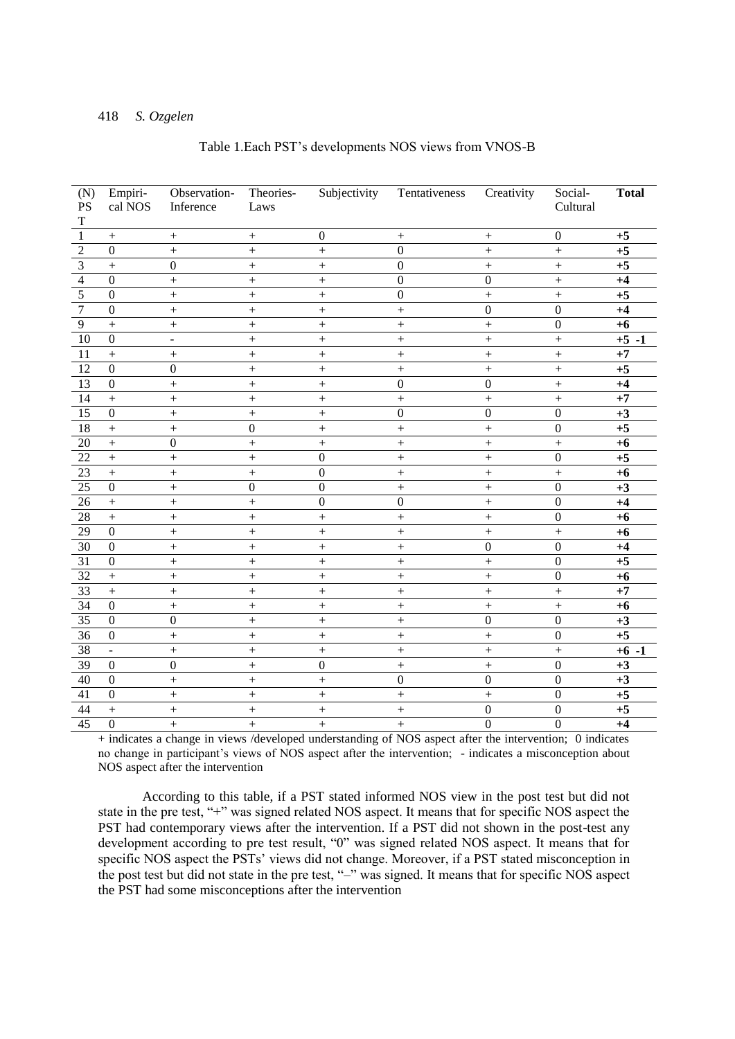Table 1.Each PST's developments NOS views from VNOS-B

| (N) PST | Empirical NOS | Observation-Inference | Theories-Laws | Subjectivity | Tentativeness | Creativity | Social-Cultural | **Total** |
|---|---|---|---|---|---|---|---|---|
| 1 | + | + | + | 0 | + | + | 0 | **+5** |
| 2 | 0 | + | + | + | 0 | + | + | **+5** |
| 3 | + | 0 | + | + | 0 | + | + | **+5** |
| 4 | 0 | + | + | + | 0 | 0 | + | **+4** |
| 5 | 0 | + | + | + | 0 | + | + | **+5** |
| 7 | 0 | + | + | + | + | 0 | 0 | **+4** |
| 9 | + | + | + | + | + | + | 0 | **+6** |
| 10 | 0 | - | + | + | + | + | + | **+5 -1** |
| 11 | + | + | + | + | + | + | + | **+7** |
| 12 | 0 | 0 | + | + | + | + | + | **+5** |
| 13 | 0 | + | + | + | 0 | 0 | + | **+4** |
| 14 | + | + | + | + | + | + | + | **+7** |
| 15 | 0 | + | + | + | 0 | 0 | 0 | **+3** |
| 18 | + | + | 0 | + | + | + | 0 | **+5** |
| 20 | + | 0 | + | + | + | + | + | **+6** |
| 22 | + | + | + | 0 | + | + | 0 | **+5** |
| 23 | + | + | + | 0 | + | + | + | **+6** |
| 25 | 0 | + | 0 | 0 | + | + | 0 | **+3** |
| 26 | + | + | + | 0 | 0 | + | 0 | **+4** |
| 28 | + | + | + | + | + | + | 0 | **+6** |
| 29 | 0 | + | + | + | + | + | + | **+6** |
| 30 | 0 | + | + | + | + | 0 | 0 | **+4** |
| 31 | 0 | + | + | + | + | + | 0 | **+5** |
| 32 | + | + | + | + | + | + | 0 | **+6** |
| 33 | + | + | + | + | + | + | + | **+7** |
| 34 | 0 | + | + | + | + | + | + | **+6** |
| 35 | 0 | 0 | + | + | + | 0 | 0 | **+3** |
| 36 | 0 | + | + | + | + | + | 0 | **+5** |
| 38 | - | + | + | + | + | + | + | **+6 -1** |
| 39 | 0 | 0 | + | 0 | + | + | 0 | **+3** |
| 40 | 0 | + | + | + | 0 | 0 | 0 | **+3** |
| 41 | 0 | + | + | + | + | + | 0 | **+5** |
| 44 | + | + | + | + | + | 0 | 0 | **+5** |
| 45 | 0 | + | + | + | + | 0 | 0 | **+4** |

+ indicates a change in views /developed understanding of NOS aspect after the intervention; 0 indicates no change in participant's views of NOS aspect after the intervention; - indicates a misconception about NOS aspect after the intervention

According to this table, if a PST stated informed NOS view in the post test but did not state in the pre test, "+" was signed related NOS aspect. It means that for specific NOS aspect the PST had contemporary views after the intervention. If a PST did not shown in the post-test any development according to pre test result, "0" was signed related NOS aspect. It means that for specific NOS aspect the PSTs' views did not change. Moreover, if a PST stated misconception in the post test but did not state in the pre test, "–" was signed. It means that for specific NOS aspect the PST had some misconceptions after the intervention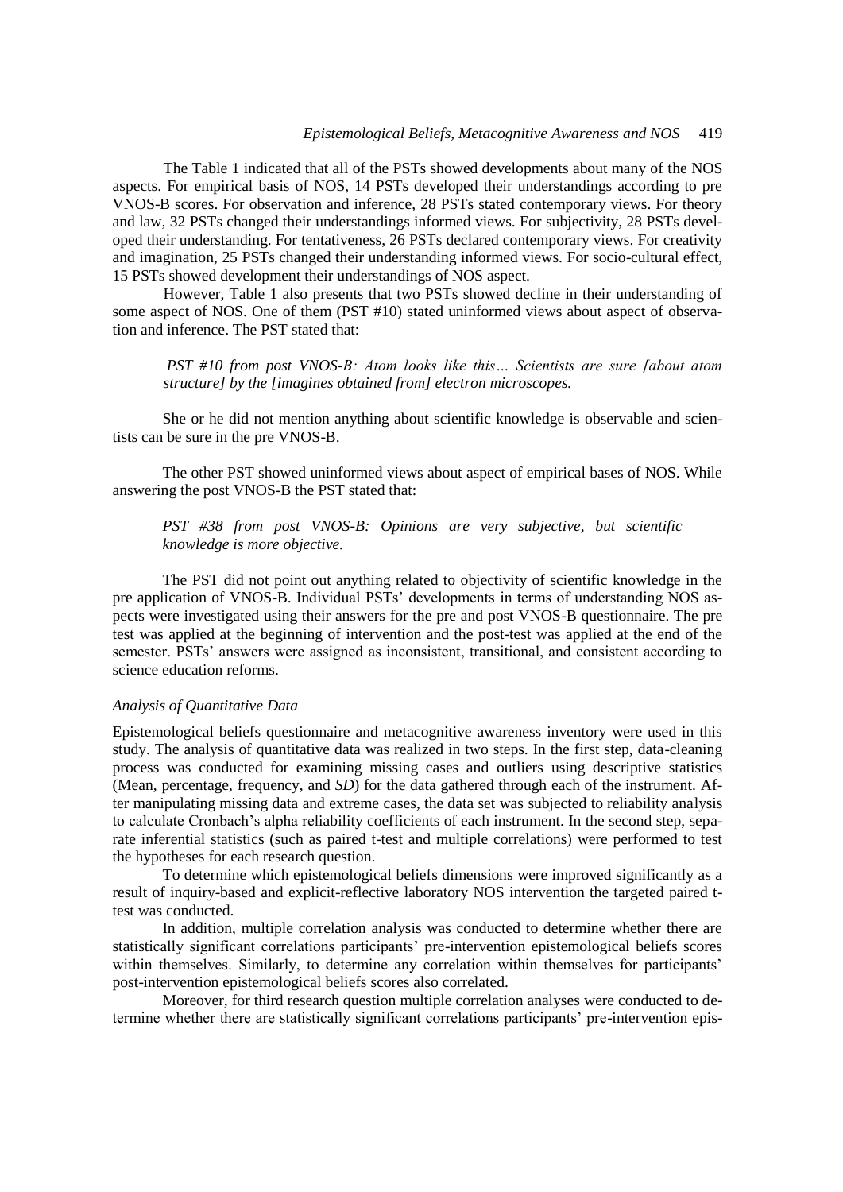The Table 1 indicated that all of the PSTs showed developments about many of the NOS aspects. For empirical basis of NOS, 14 PSTs developed their understandings according to pre VNOS-B scores. For observation and inference, 28 PSTs stated contemporary views. For theory and law, 32 PSTs changed their understandings informed views. For subjectivity, 28 PSTs developed their understanding. For tentativeness, 26 PSTs declared contemporary views. For creativity and imagination, 25 PSTs changed their understanding informed views. For socio-cultural effect, 15 PSTs showed development their understandings of NOS aspect.

However, Table 1 also presents that two PSTs showed decline in their understanding of some aspect of NOS. One of them (PST #10) stated uninformed views about aspect of observation and inference. The PST stated that:

> *PST #10 from post VNOS-B: Atom looks like this… Scientists are sure [about atom structure] by the [imagines obtained from] electron microscopes.*

She or he did not mention anything about scientific knowledge is observable and scientists can be sure in the pre VNOS-B.

The other PST showed uninformed views about aspect of empirical bases of NOS. While answering the post VNOS-B the PST stated that:

> *PST #38 from post VNOS-B: Opinions are very subjective, but scientific knowledge is more objective.*

The PST did not point out anything related to objectivity of scientific knowledge in the pre application of VNOS-B. Individual PSTs' developments in terms of understanding NOS aspects were investigated using their answers for the pre and post VNOS-B questionnaire. The pre test was applied at the beginning of intervention and the post-test was applied at the end of the semester. PSTs' answers were assigned as inconsistent, transitional, and consistent according to science education reforms.

### *Analysis of Quantitative Data*

Epistemological beliefs questionnaire and metacognitive awareness inventory were used in this study. The analysis of quantitative data was realized in two steps. In the first step, data-cleaning process was conducted for examining missing cases and outliers using descriptive statistics (Mean, percentage, frequency, and *SD*) for the data gathered through each of the instrument. After manipulating missing data and extreme cases, the data set was subjected to reliability analysis to calculate Cronbach's alpha reliability coefficients of each instrument. In the second step, separate inferential statistics (such as paired t-test and multiple correlations) were performed to test the hypotheses for each research question.

To determine which epistemological beliefs dimensions were improved significantly as a result of inquiry-based and explicit-reflective laboratory NOS intervention the targeted paired t-test was conducted.

In addition, multiple correlation analysis was conducted to determine whether there are statistically significant correlations participants' pre-intervention epistemological beliefs scores within themselves. Similarly, to determine any correlation within themselves for participants' post-intervention epistemological beliefs scores also correlated.

Moreover, for third research question multiple correlation analyses were conducted to determine whether there are statistically significant correlations participants' pre-intervention epis-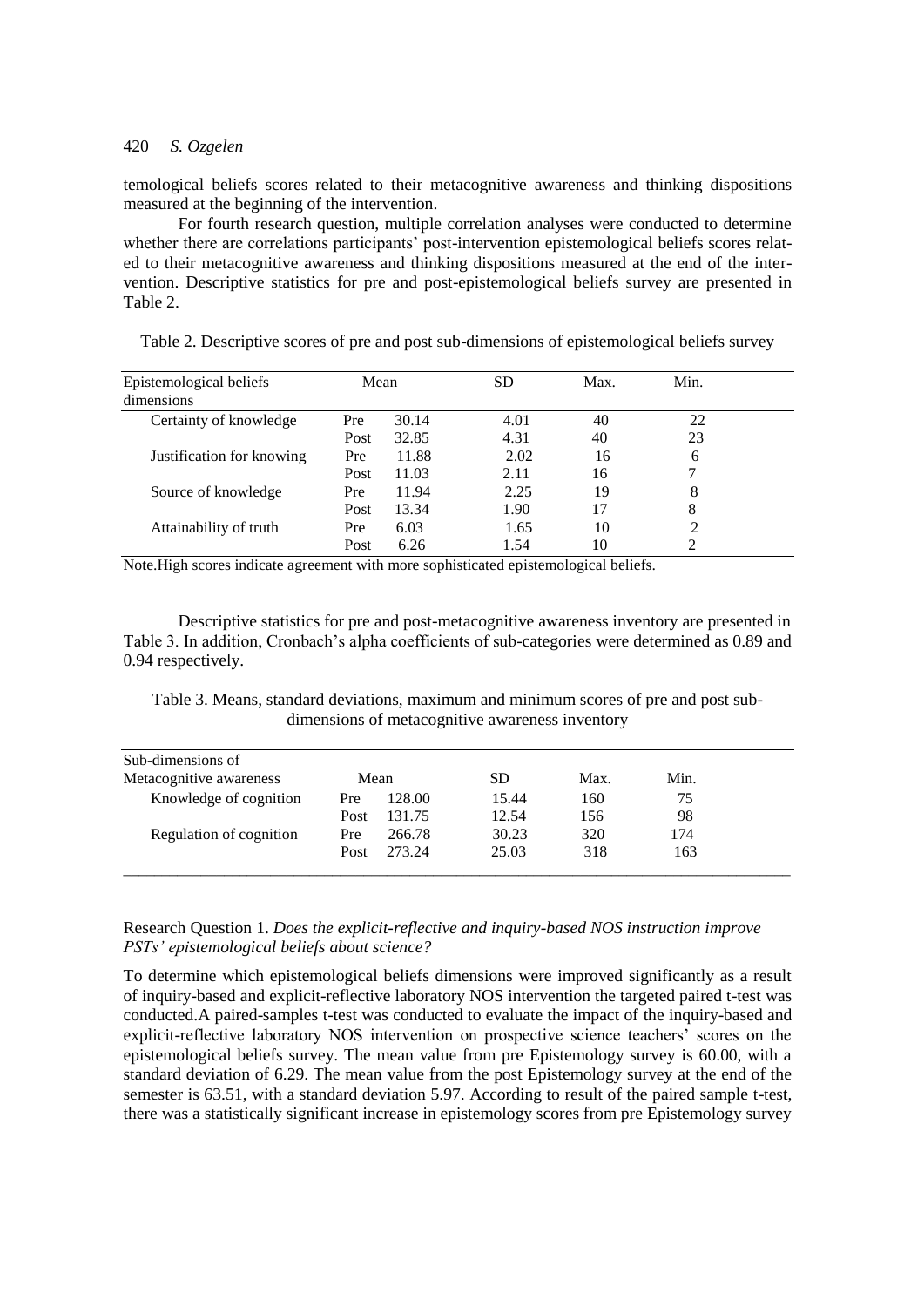temological beliefs scores related to their metacognitive awareness and thinking dispositions measured at the beginning of the intervention.

For fourth research question, multiple correlation analyses were conducted to determine whether there are correlations participants' post-intervention epistemological beliefs scores related to their metacognitive awareness and thinking dispositions measured at the end of the intervention. Descriptive statistics for pre and post-epistemological beliefs survey are presented in Table 2.

Table 2. Descriptive scores of pre and post sub-dimensions of epistemological beliefs survey

| Epistemological beliefs dimensions | Mean | | SD | Max. | Min. |
|---|---|---|---|---|---|
| Certainty of knowledge | Pre | 30.14 | 4.01 | 40 | 22 |
| | Post | 32.85 | 4.31 | 40 | 23 |
| Justification for knowing | Pre | 11.88 | 2.02 | 16 | 6 |
| | Post | 11.03 | 2.11 | 16 | 7 |
| Source of knowledge | Pre | 11.94 | 2.25 | 19 | 8 |
| | Post | 13.34 | 1.90 | 17 | 8 |
| Attainability of truth | Pre | 6.03 | 1.65 | 10 | 2 |
| | Post | 6.26 | 1.54 | 10 | 2 |

Note.High scores indicate agreement with more sophisticated epistemological beliefs.

Descriptive statistics for pre and post-metacognitive awareness inventory are presented in Table 3. In addition, Cronbach's alpha coefficients of sub-categories were determined as 0.89 and 0.94 respectively.

Table 3. Means, standard deviations, maximum and minimum scores of pre and post sub-dimensions of metacognitive awareness inventory

| Sub-dimensions of Metacognitive awareness | Mean | | SD | Max. | Min. |
|---|---|---|---|---|---|
| Knowledge of cognition | Pre | 128.00 | 15.44 | 160 | 75 |
| | Post | 131.75 | 12.54 | 156 | 98 |
| Regulation of cognition | Pre | 266.78 | 30.23 | 320 | 174 |
| | Post | 273.24 | 25.03 | 318 | 163 |

Research Question 1. *Does the explicit-reflective and inquiry-based NOS instruction improve PSTs' epistemological beliefs about science?*

To determine which epistemological beliefs dimensions were improved significantly as a result of inquiry-based and explicit-reflective laboratory NOS intervention the targeted paired t-test was conducted.A paired-samples t-test was conducted to evaluate the impact of the inquiry-based and explicit-reflective laboratory NOS intervention on prospective science teachers' scores on the epistemological beliefs survey. The mean value from pre Epistemology survey is 60.00, with a standard deviation of 6.29. The mean value from the post Epistemology survey at the end of the semester is 63.51, with a standard deviation 5.97. According to result of the paired sample t-test, there was a statistically significant increase in epistemology scores from pre Epistemology survey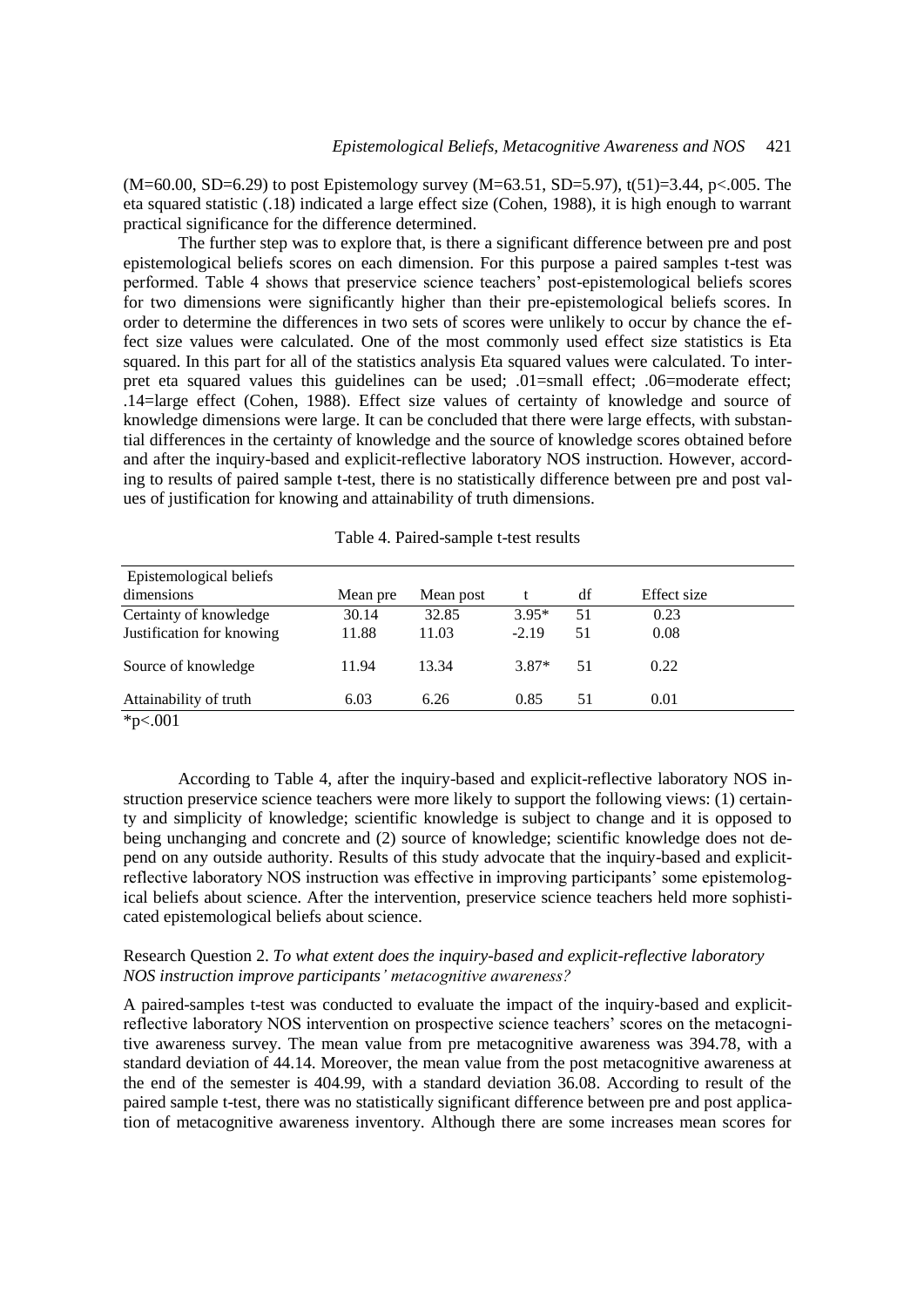(M=60.00, SD=6.29) to post Epistemology survey (M=63.51, SD=5.97), $t(51)=3.44$, $p<.005$. The eta squared statistic (.18) indicated a large effect size (Cohen, 1988), it is high enough to warrant practical significance for the difference determined.

The further step was to explore that, is there a significant difference between pre and post epistemological beliefs scores on each dimension. For this purpose a paired samples t-test was performed. Table 4 shows that preservice science teachers' post-epistemological beliefs scores for two dimensions were significantly higher than their pre-epistemological beliefs scores. In order to determine the differences in two sets of scores were unlikely to occur by chance the effect size values were calculated. One of the most commonly used effect size statistics is Eta squared. In this part for all of the statistics analysis Eta squared values were calculated. To interpret eta squared values this guidelines can be used; .01=small effect; .06=moderate effect; .14=large effect (Cohen, 1988). Effect size values of certainty of knowledge and source of knowledge dimensions were large. It can be concluded that there were large effects, with substantial differences in the certainty of knowledge and the source of knowledge scores obtained before and after the inquiry-based and explicit-reflective laboratory NOS instruction. However, according to results of paired sample t-test, there is no statistically difference between pre and post values of justification for knowing and attainability of truth dimensions.

Table 4. Paired-sample t-test results

| Epistemological beliefs dimensions | Mean pre | Mean post | t | df | Effect size |
|---|---|---|---|---|---|
| Certainty of knowledge | 30.14 | 32.85 | 3.95* | 51 | 0.23 |
| Justification for knowing | 11.88 | 11.03 | -2.19 | 51 | 0.08 |
| Source of knowledge | 11.94 | 13.34 | 3.87* | 51 | 0.22 |
| Attainability of truth | 6.03 | 6.26 | 0.85 | 51 | 0.01 |

*$p<.001$

According to Table 4, after the inquiry-based and explicit-reflective laboratory NOS instruction preservice science teachers were more likely to support the following views: (1) certainty and simplicity of knowledge; scientific knowledge is subject to change and it is opposed to being unchanging and concrete and (2) source of knowledge; scientific knowledge does not depend on any outside authority. Results of this study advocate that the inquiry-based and explicit-reflective laboratory NOS instruction was effective in improving participants' some epistemological beliefs about science. After the intervention, preservice science teachers held more sophisticated epistemological beliefs about science.

Research Question 2. *To what extent does the inquiry-based and explicit-reflective laboratory NOS instruction improve participants' metacognitive awareness?*

A paired-samples t-test was conducted to evaluate the impact of the inquiry-based and explicit-reflective laboratory NOS intervention on prospective science teachers' scores on the metacognitive awareness survey. The mean value from pre metacognitive awareness was 394.78, with a standard deviation of 44.14. Moreover, the mean value from the post metacognitive awareness at the end of the semester is 404.99, with a standard deviation 36.08. According to result of the paired sample t-test, there was no statistically significant difference between pre and post application of metacognitive awareness inventory. Although there are some increases mean scores for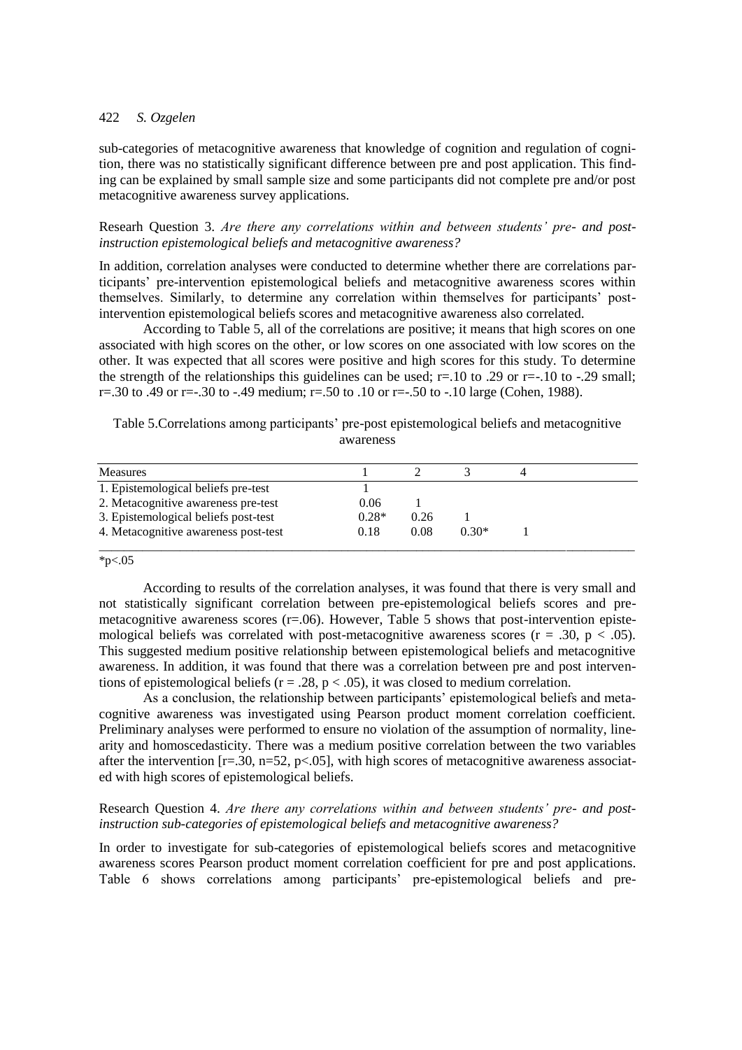sub-categories of metacognitive awareness that knowledge of cognition and regulation of cognition, there was no statistically significant difference between pre and post application. This finding can be explained by small sample size and some participants did not complete pre and/or post metacognitive awareness survey applications.

Researh Question 3. *Are there any correlations within and between students' pre- and post-instruction epistemological beliefs and metacognitive awareness?*

In addition, correlation analyses were conducted to determine whether there are correlations participants' pre-intervention epistemological beliefs and metacognitive awareness scores within themselves. Similarly, to determine any correlation within themselves for participants' post-intervention epistemological beliefs scores and metacognitive awareness also correlated.

According to Table 5, all of the correlations are positive; it means that high scores on one associated with high scores on the other, or low scores on one associated with low scores on the other. It was expected that all scores were positive and high scores for this study. To determine the strength of the relationships this guidelines can be used; r=.10 to .29 or r=-.10 to -.29 small; r=.30 to .49 or r=-.30 to -.49 medium; r=.50 to .10 or r=-.50 to -.10 large (Cohen, 1988).

Table 5.Correlations among participants' pre-post epistemological beliefs and metacognitive awareness

| Measures | 1 | 2 | 3 | 4 |
|---|---|---|---|---|
| 1. Epistemological beliefs pre-test | 1 | | | |
| 2. Metacognitive awareness pre-test | 0.06 | 1 | | |
| 3. Epistemological beliefs post-test | 0.28* | 0.26 | 1 | |
| 4. Metacognitive awareness post-test | 0.18 | 0.08 | 0.30* | 1 |

*p<.05

According to results of the correlation analyses, it was found that there is very small and not statistically significant correlation between pre-epistemological beliefs scores and pre-metacognitive awareness scores (r=.06). However, Table 5 shows that post-intervention epistemological beliefs was correlated with post-metacognitive awareness scores ($r = .30$, $p < .05$). This suggested medium positive relationship between epistemological beliefs and metacognitive awareness. In addition, it was found that there was a correlation between pre and post interventions of epistemological beliefs ($r = .28$, $p < .05$), it was closed to medium correlation.

As a conclusion, the relationship between participants' epistemological beliefs and metacognitive awareness was investigated using Pearson product moment correlation coefficient. Preliminary analyses were performed to ensure no violation of the assumption of normality, linearity and homoscedasticity. There was a medium positive correlation between the two variables after the intervention [r=.30, n=52, p<.05], with high scores of metacognitive awareness associated with high scores of epistemological beliefs.

Research Question 4. *Are there any correlations within and between students' pre- and post-instruction sub-categories of epistemological beliefs and metacognitive awareness?*

In order to investigate for sub-categories of epistemological beliefs scores and metacognitive awareness scores Pearson product moment correlation coefficient for pre and post applications. Table 6 shows correlations among participants' pre-epistemological beliefs and pre-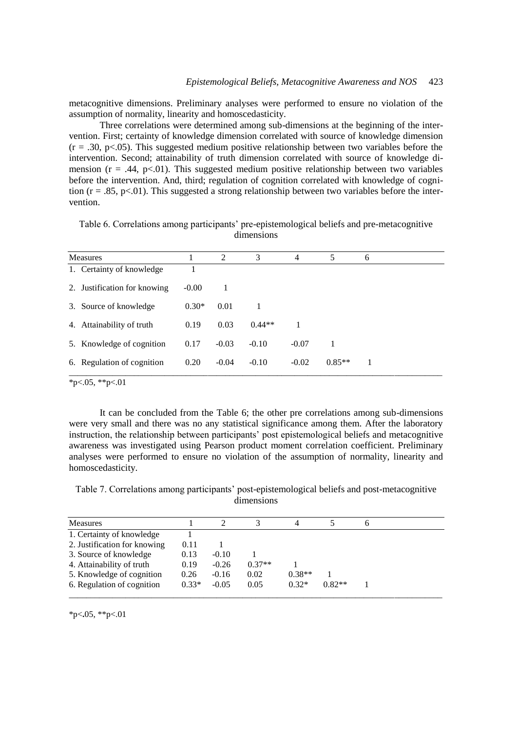metacognitive dimensions. Preliminary analyses were performed to ensure no violation of the assumption of normality, linearity and homoscedasticity.

Three correlations were determined among sub-dimensions at the beginning of the intervention. First; certainty of knowledge dimension correlated with source of knowledge dimension ($r = .30$, $p<.05$). This suggested medium positive relationship between two variables before the intervention. Second; attainability of truth dimension correlated with source of knowledge dimension ($r = .44$, $p<.01$). This suggested medium positive relationship between two variables before the intervention. And, third; regulation of cognition correlated with knowledge of cognition ($r = .85$, $p<.01$). This suggested a strong relationship between two variables before the intervention.

Table 6. Correlations among participants' pre-epistemological beliefs and pre-metacognitive dimensions

| Measures | 1 | 2 | 3 | 4 | 5 | 6 |
|---|---|---|---|---|---|---|
| 1. Certainty of knowledge | 1 | | | | | |
| 2. Justification for knowing | -0.00 | 1 | | | | |
| 3. Source of knowledge | 0.30* | 0.01 | 1 | | | |
| 4. Attainability of truth | 0.19 | 0.03 | 0.44** | 1 | | |
| 5. Knowledge of cognition | 0.17 | -0.03 | -0.10 | -0.07 | 1 | |
| 6. Regulation of cognition | 0.20 | -0.04 | -0.10 | -0.02 | 0.85** | 1 |

*p<.05, **p<.01

It can be concluded from the Table 6; the other pre correlations among sub-dimensions were very small and there was no any statistical significance among them. After the laboratory instruction, the relationship between participants' post epistemological beliefs and metacognitive awareness was investigated using Pearson product moment correlation coefficient. Preliminary analyses were performed to ensure no violation of the assumption of normality, linearity and homoscedasticity.

Table 7. Correlations among participants' post-epistemological beliefs and post-metacognitive dimensions

| Measures | 1 | 2 | 3 | 4 | 5 | 6 |
|---|---|---|---|---|---|---|
| 1. Certainty of knowledge | 1 | | | | | |
| 2. Justification for knowing | 0.11 | 1 | | | | |
| 3. Source of knowledge | 0.13 | -0.10 | 1 | | | |
| 4. Attainability of truth | 0.19 | -0.26 | 0.37** | 1 | | |
| 5. Knowledge of cognition | 0.26 | -0.16 | 0.02 | 0.38** | 1 | |
| 6. Regulation of cognition | 0.33* | -0.05 | 0.05 | 0.32* | 0.82** | 1 |

*p<.05, **p<.01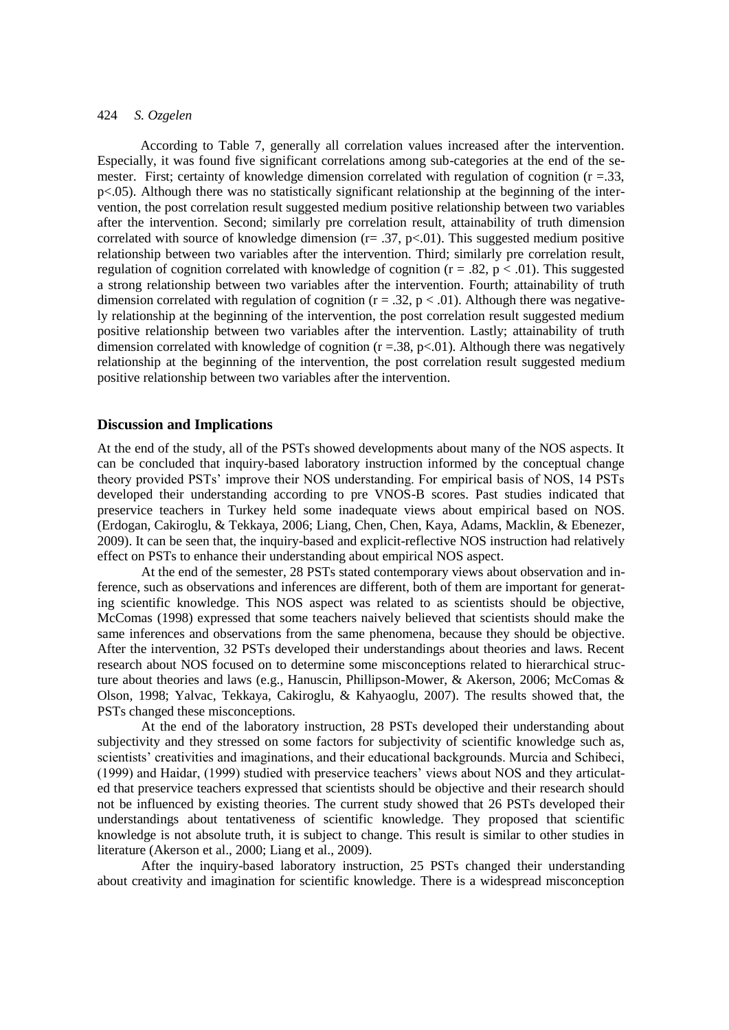According to Table 7, generally all correlation values increased after the intervention. Especially, it was found five significant correlations among sub-categories at the end of the semester. First; certainty of knowledge dimension correlated with regulation of cognition ($r = .33$, $p < .05$). Although there was no statistically significant relationship at the beginning of the intervention, the post correlation result suggested medium positive relationship between two variables after the intervention. Second; similarly pre correlation result, attainability of truth dimension correlated with source of knowledge dimension ($r = .37$, $p < .01$). This suggested medium positive relationship between two variables after the intervention. Third; similarly pre correlation result, regulation of cognition correlated with knowledge of cognition ($r = .82$, $p < .01$). This suggested a strong relationship between two variables after the intervention. Fourth; attainability of truth dimension correlated with regulation of cognition ($r = .32$, $p < .01$). Although there was negatively relationship at the beginning of the intervention, the post correlation result suggested medium positive relationship between two variables after the intervention. Lastly; attainability of truth dimension correlated with knowledge of cognition ($r = .38$, $p < .01$). Although there was negatively relationship at the beginning of the intervention, the post correlation result suggested medium positive relationship between two variables after the intervention.

## Discussion and Implications

At the end of the study, all of the PSTs showed developments about many of the NOS aspects. It can be concluded that inquiry-based laboratory instruction informed by the conceptual change theory provided PSTs' improve their NOS understanding. For empirical basis of NOS, 14 PSTs developed their understanding according to pre VNOS-B scores. Past studies indicated that preservice teachers in Turkey held some inadequate views about empirical based on NOS. (Erdogan, Cakiroglu, & Tekkaya, 2006; Liang, Chen, Chen, Kaya, Adams, Macklin, & Ebenezer, 2009). It can be seen that, the inquiry-based and explicit-reflective NOS instruction had relatively effect on PSTs to enhance their understanding about empirical NOS aspect.

At the end of the semester, 28 PSTs stated contemporary views about observation and inference, such as observations and inferences are different, both of them are important for generating scientific knowledge. This NOS aspect was related to as scientists should be objective, McComas (1998) expressed that some teachers naively believed that scientists should make the same inferences and observations from the same phenomena, because they should be objective. After the intervention, 32 PSTs developed their understandings about theories and laws. Recent research about NOS focused on to determine some misconceptions related to hierarchical structure about theories and laws (e.g., Hanuscin, Phillipson-Mower, & Akerson, 2006; McComas & Olson, 1998; Yalvac, Tekkaya, Cakiroglu, & Kahyaoglu, 2007). The results showed that, the PSTs changed these misconceptions.

At the end of the laboratory instruction, 28 PSTs developed their understanding about subjectivity and they stressed on some factors for subjectivity of scientific knowledge such as, scientists' creativities and imaginations, and their educational backgrounds. Murcia and Schibeci, (1999) and Haidar, (1999) studied with preservice teachers' views about NOS and they articulated that preservice teachers expressed that scientists should be objective and their research should not be influenced by existing theories. The current study showed that 26 PSTs developed their understandings about tentativeness of scientific knowledge. They proposed that scientific knowledge is not absolute truth, it is subject to change. This result is similar to other studies in literature (Akerson et al., 2000; Liang et al., 2009).

After the inquiry-based laboratory instruction, 25 PSTs changed their understanding about creativity and imagination for scientific knowledge. There is a widespread misconception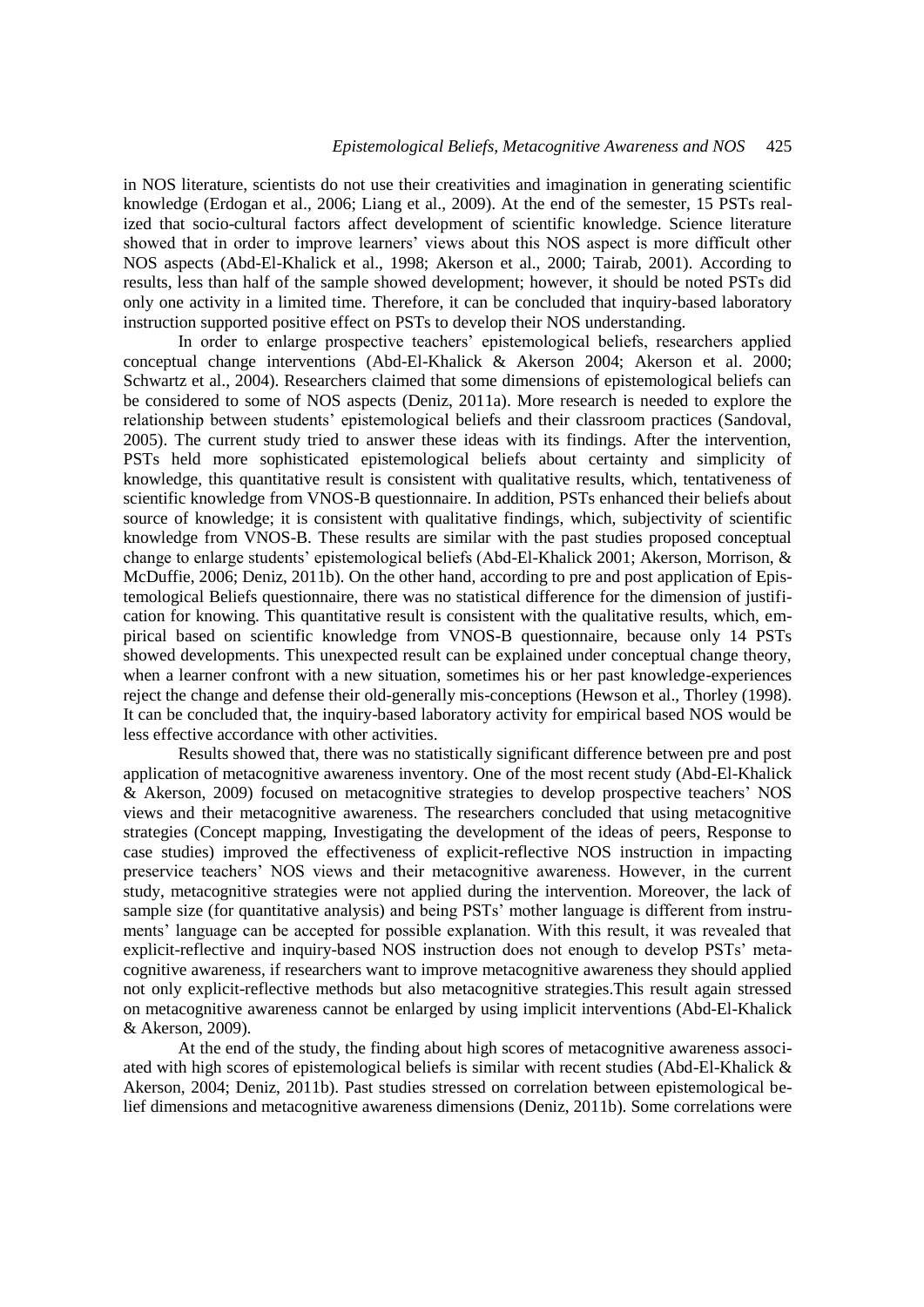in NOS literature, scientists do not use their creativities and imagination in generating scientific knowledge (Erdogan et al., 2006; Liang et al., 2009). At the end of the semester, 15 PSTs realized that socio-cultural factors affect development of scientific knowledge. Science literature showed that in order to improve learners' views about this NOS aspect is more difficult other NOS aspects (Abd-El-Khalick et al., 1998; Akerson et al., 2000; Tairab, 2001). According to results, less than half of the sample showed development; however, it should be noted PSTs did only one activity in a limited time. Therefore, it can be concluded that inquiry-based laboratory instruction supported positive effect on PSTs to develop their NOS understanding.

In order to enlarge prospective teachers' epistemological beliefs, researchers applied conceptual change interventions (Abd-El-Khalick & Akerson 2004; Akerson et al. 2000; Schwartz et al., 2004). Researchers claimed that some dimensions of epistemological beliefs can be considered to some of NOS aspects (Deniz, 2011a). More research is needed to explore the relationship between students' epistemological beliefs and their classroom practices (Sandoval, 2005). The current study tried to answer these ideas with its findings. After the intervention, PSTs held more sophisticated epistemological beliefs about certainty and simplicity of knowledge, this quantitative result is consistent with qualitative results, which, tentativeness of scientific knowledge from VNOS-B questionnaire. In addition, PSTs enhanced their beliefs about source of knowledge; it is consistent with qualitative findings, which, subjectivity of scientific knowledge from VNOS-B. These results are similar with the past studies proposed conceptual change to enlarge students' epistemological beliefs (Abd-El-Khalick 2001; Akerson, Morrison, & McDuffie, 2006; Deniz, 2011b). On the other hand, according to pre and post application of Epistemological Beliefs questionnaire, there was no statistical difference for the dimension of justification for knowing. This quantitative result is consistent with the qualitative results, which, empirical based on scientific knowledge from VNOS-B questionnaire, because only 14 PSTs showed developments. This unexpected result can be explained under conceptual change theory, when a learner confront with a new situation, sometimes his or her past knowledge-experiences reject the change and defense their old-generally mis-conceptions (Hewson et al., Thorley (1998). It can be concluded that, the inquiry-based laboratory activity for empirical based NOS would be less effective accordance with other activities.

Results showed that, there was no statistically significant difference between pre and post application of metacognitive awareness inventory. One of the most recent study (Abd-El-Khalick & Akerson, 2009) focused on metacognitive strategies to develop prospective teachers' NOS views and their metacognitive awareness. The researchers concluded that using metacognitive strategies (Concept mapping, Investigating the development of the ideas of peers, Response to case studies) improved the effectiveness of explicit-reflective NOS instruction in impacting preservice teachers' NOS views and their metacognitive awareness. However, in the current study, metacognitive strategies were not applied during the intervention. Moreover, the lack of sample size (for quantitative analysis) and being PSTs' mother language is different from instruments' language can be accepted for possible explanation. With this result, it was revealed that explicit-reflective and inquiry-based NOS instruction does not enough to develop PSTs' metacognitive awareness, if researchers want to improve metacognitive awareness they should applied not only explicit-reflective methods but also metacognitive strategies.This result again stressed on metacognitive awareness cannot be enlarged by using implicit interventions (Abd-El-Khalick & Akerson, 2009).

At the end of the study, the finding about high scores of metacognitive awareness associated with high scores of epistemological beliefs is similar with recent studies (Abd-El-Khalick & Akerson, 2004; Deniz, 2011b). Past studies stressed on correlation between epistemological belief dimensions and metacognitive awareness dimensions (Deniz, 2011b). Some correlations were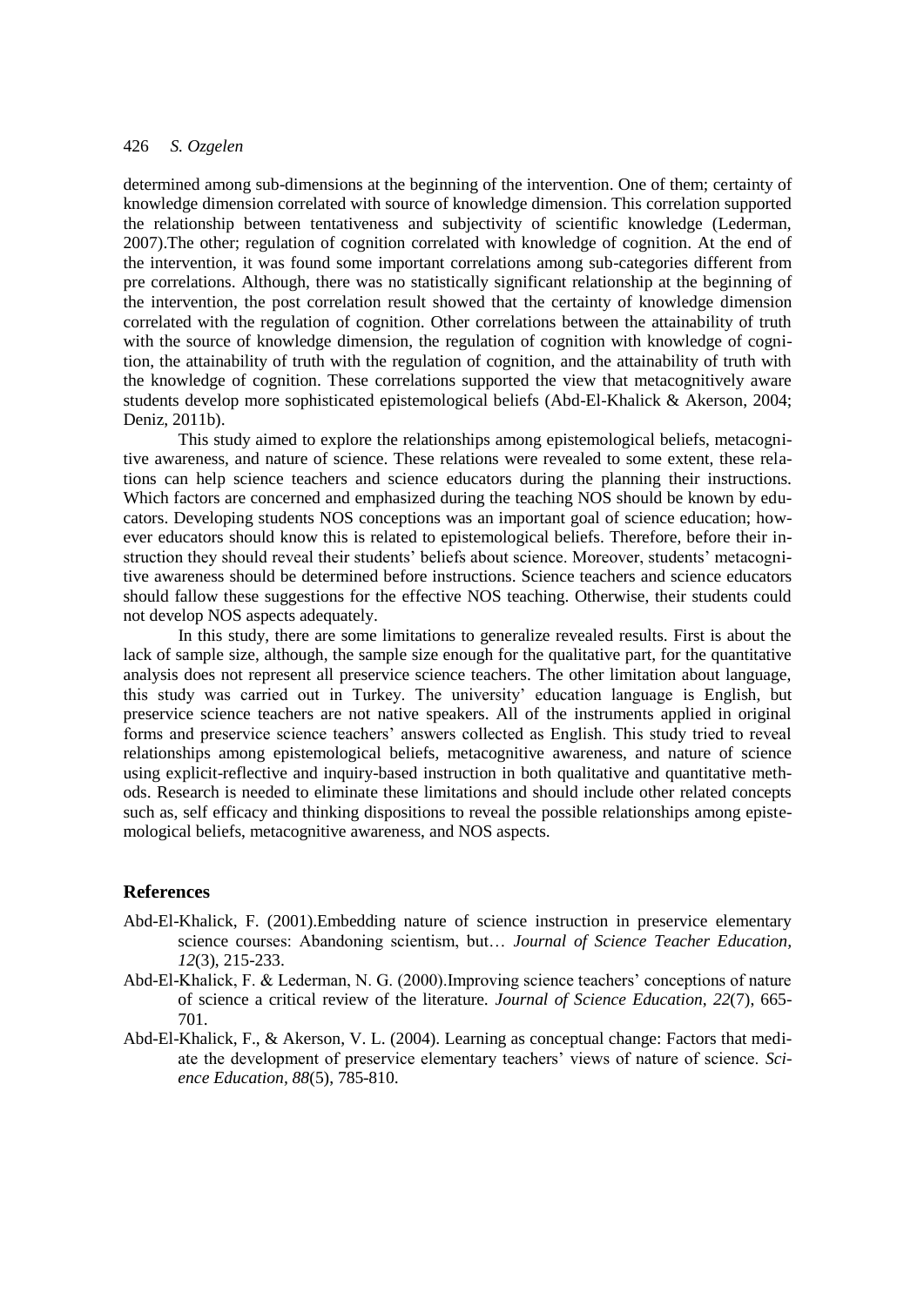determined among sub-dimensions at the beginning of the intervention. One of them; certainty of knowledge dimension correlated with source of knowledge dimension. This correlation supported the relationship between tentativeness and subjectivity of scientific knowledge (Lederman, 2007).The other; regulation of cognition correlated with knowledge of cognition. At the end of the intervention, it was found some important correlations among sub-categories different from pre correlations. Although, there was no statistically significant relationship at the beginning of the intervention, the post correlation result showed that the certainty of knowledge dimension correlated with the regulation of cognition. Other correlations between the attainability of truth with the source of knowledge dimension, the regulation of cognition with knowledge of cognition, the attainability of truth with the regulation of cognition, and the attainability of truth with the knowledge of cognition. These correlations supported the view that metacognitively aware students develop more sophisticated epistemological beliefs (Abd-El-Khalick & Akerson, 2004; Deniz, 2011b).

This study aimed to explore the relationships among epistemological beliefs, metacognitive awareness, and nature of science. These relations were revealed to some extent, these relations can help science teachers and science educators during the planning their instructions. Which factors are concerned and emphasized during the teaching NOS should be known by educators. Developing students NOS conceptions was an important goal of science education; however educators should know this is related to epistemological beliefs. Therefore, before their instruction they should reveal their students' beliefs about science. Moreover, students' metacognitive awareness should be determined before instructions. Science teachers and science educators should fallow these suggestions for the effective NOS teaching. Otherwise, their students could not develop NOS aspects adequately.

In this study, there are some limitations to generalize revealed results. First is about the lack of sample size, although, the sample size enough for the qualitative part, for the quantitative analysis does not represent all preservice science teachers. The other limitation about language, this study was carried out in Turkey. The university' education language is English, but preservice science teachers are not native speakers. All of the instruments applied in original forms and preservice science teachers' answers collected as English. This study tried to reveal relationships among epistemological beliefs, metacognitive awareness, and nature of science using explicit-reflective and inquiry-based instruction in both qualitative and quantitative methods. Research is needed to eliminate these limitations and should include other related concepts such as, self efficacy and thinking dispositions to reveal the possible relationships among epistemological beliefs, metacognitive awareness, and NOS aspects.

## References

Abd-El-Khalick, F. (2001).Embedding nature of science instruction in preservice elementary science courses: Abandoning scientism, but… *Journal of Science Teacher Education*, *12*(3), 215-233.

Abd-El-Khalick, F. & Lederman, N. G. (2000).Improving science teachers' conceptions of nature of science a critical review of the literature. *Journal of Science Education*, *22*(7), 665-701.

Abd-El-Khalick, F., & Akerson, V. L. (2004). Learning as conceptual change: Factors that mediate the development of preservice elementary teachers' views of nature of science. *Science Education*, *88*(5), 785-810.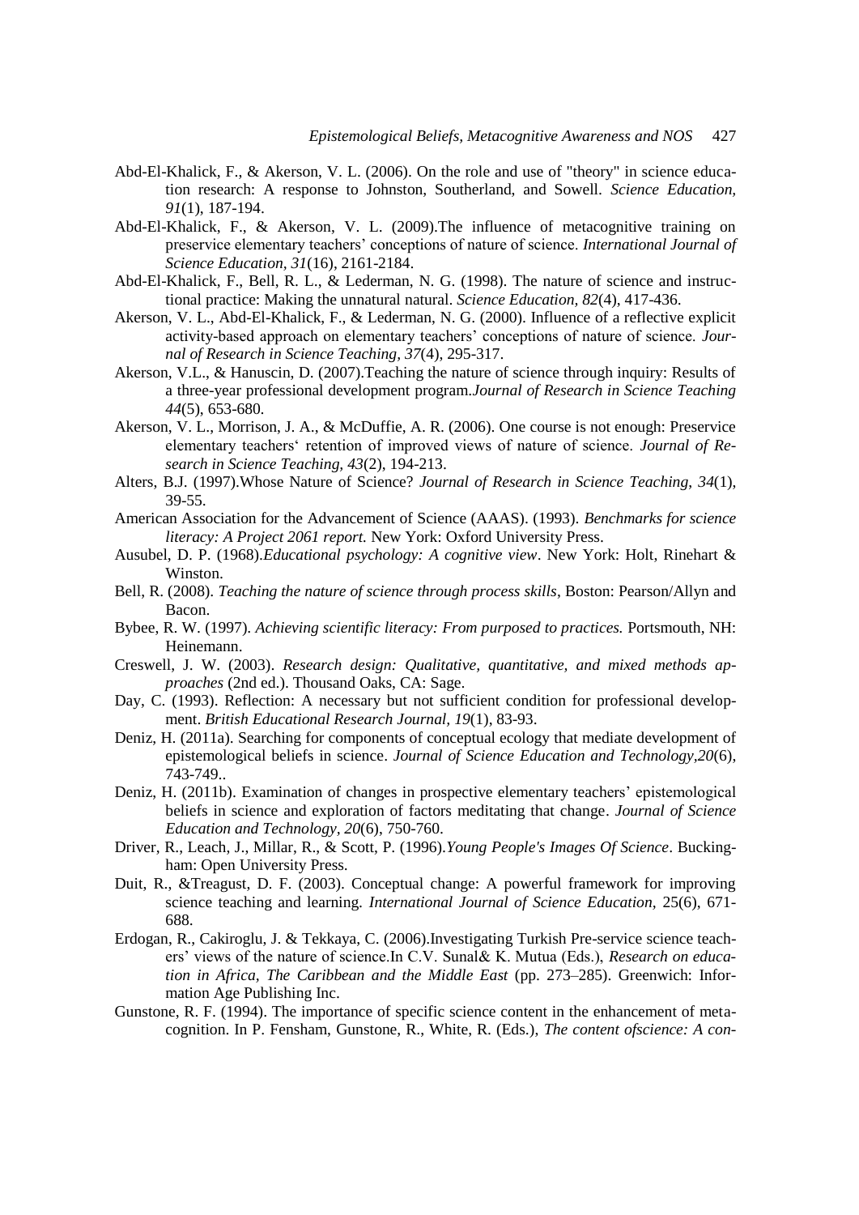Abd-El-Khalick, F., & Akerson, V. L. (2006). On the role and use of "theory" in science education research: A response to Johnston, Southerland, and Sowell. *Science Education, 91*(1), 187-194.

Abd-El-Khalick, F., & Akerson, V. L. (2009).The influence of metacognitive training on preservice elementary teachers' conceptions of nature of science. *International Journal of Science Education, 31*(16), 2161-2184.

Abd-El-Khalick, F., Bell, R. L., & Lederman, N. G. (1998). The nature of science and instructional practice: Making the unnatural natural. *Science Education, 82*(4), 417-436.

Akerson, V. L., Abd-El-Khalick, F., & Lederman, N. G. (2000). Influence of a reflective explicit activity-based approach on elementary teachers' conceptions of nature of science. *Journal of Research in Science Teaching, 37*(4), 295-317.

Akerson, V.L., & Hanuscin, D. (2007).Teaching the nature of science through inquiry: Results of a three-year professional development program.*Journal of Research in Science Teaching 44*(5), 653-680.

Akerson, V. L., Morrison, J. A., & McDuffie, A. R. (2006). One course is not enough: Preservice elementary teachers' retention of improved views of nature of science. *Journal of Research in Science Teaching, 43*(2), 194-213.

Alters, B.J. (1997).Whose Nature of Science? *Journal of Research in Science Teaching, 34*(1), 39-55.

American Association for the Advancement of Science (AAAS). (1993). *Benchmarks for science literacy: A Project 2061 report.* New York: Oxford University Press.

Ausubel, D. P. (1968).*Educational psychology: A cognitive view*. New York: Holt, Rinehart & Winston.

Bell, R. (2008). *Teaching the nature of science through process skills*, Boston: Pearson/Allyn and Bacon.

Bybee, R. W. (1997). *Achieving scientific literacy: From purposed to practices.* Portsmouth, NH: Heinemann.

Creswell, J. W. (2003). *Research design: Qualitative, quantitative, and mixed methods approaches* (2nd ed.). Thousand Oaks, CA: Sage.

Day, C. (1993). Reflection: A necessary but not sufficient condition for professional development. *British Educational Research Journal, 19*(1), 83-93.

Deniz, H. (2011a). Searching for components of conceptual ecology that mediate development of epistemological beliefs in science. *Journal of Science Education and Technology,20*(6), 743-749..

Deniz, H. (2011b). Examination of changes in prospective elementary teachers' epistemological beliefs in science and exploration of factors meditating that change. *Journal of Science Education and Technology, 20*(6), 750-760.

Driver, R., Leach, J., Millar, R., & Scott, P. (1996).*Young People's Images Of Science*. Buckingham: Open University Press.

Duit, R., &Treagust, D. F. (2003). Conceptual change: A powerful framework for improving science teaching and learning. *International Journal of Science Education,* 25(6), 671-688.

Erdogan, R., Cakiroglu, J. & Tekkaya, C. (2006).Investigating Turkish Pre-service science teachers' views of the nature of science.In C.V. Sunal& K. Mutua (Eds.), *Research on education in Africa, The Caribbean and the Middle East* (pp. 273–285). Greenwich: Information Age Publishing Inc.

Gunstone, R. F. (1994). The importance of specific science content in the enhancement of metacognition. In P. Fensham, Gunstone, R., White, R. (Eds.), *The content ofscience: A con-*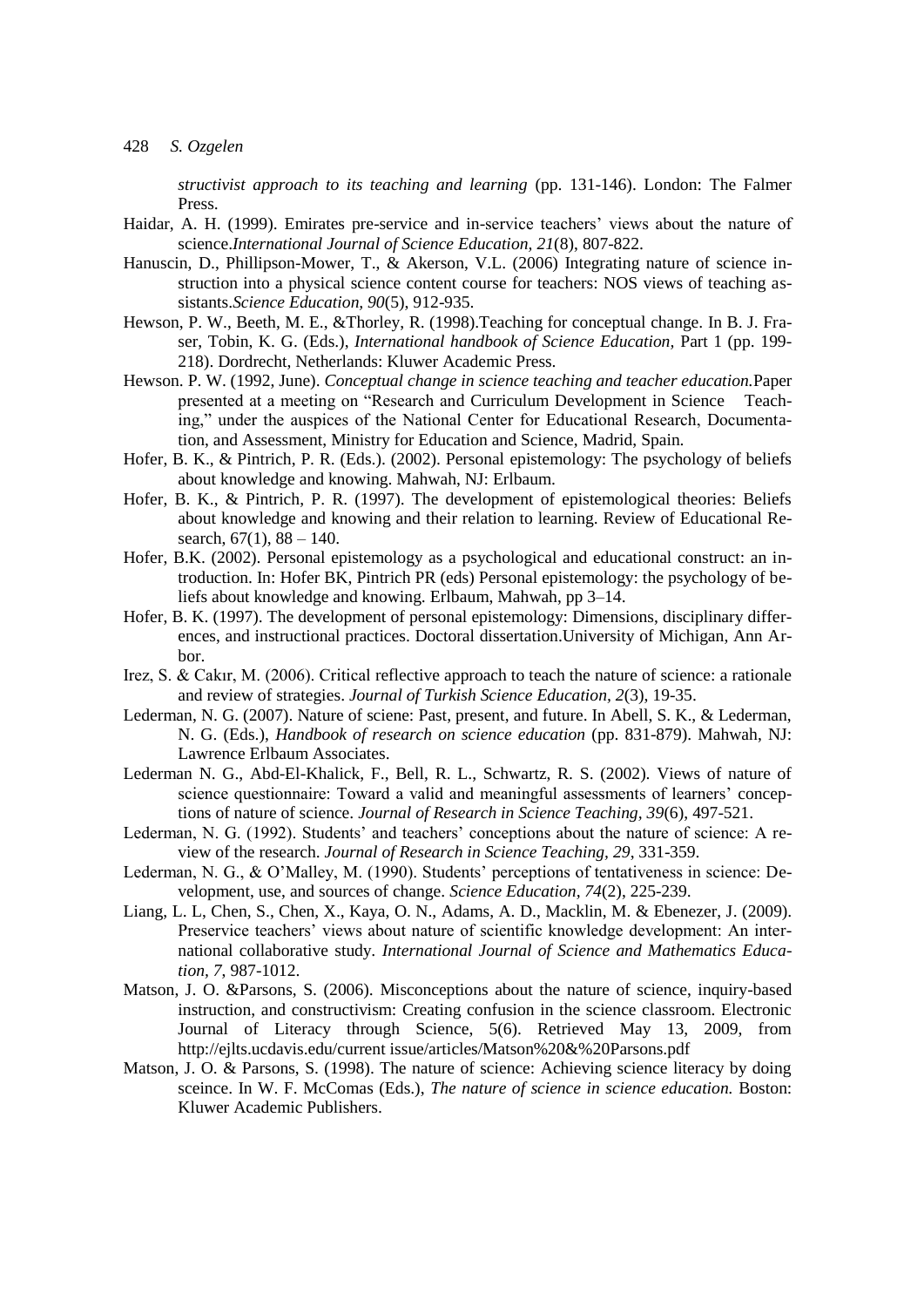*structivist approach to its teaching and learning* (pp. 131-146). London: The Falmer Press.

Haidar, A. H. (1999). Emirates pre-service and in-service teachers' views about the nature of science.*International Journal of Science Education, 21*(8), 807-822.

Hanuscin, D., Phillipson-Mower, T., & Akerson, V.L. (2006) Integrating nature of science instruction into a physical science content course for teachers: NOS views of teaching assistants.*Science Education, 90*(5), 912-935.

Hewson, P. W., Beeth, M. E., &Thorley, R. (1998).Teaching for conceptual change. In B. J. Fraser, Tobin, K. G. (Eds.), *International handbook of Science Education,* Part 1 (pp. 199-218). Dordrecht, Netherlands: Kluwer Academic Press.

Hewson. P. W. (1992, June). *Conceptual change in science teaching and teacher education.*Paper presented at a meeting on "Research and Curriculum Development in Science Teaching," under the auspices of the National Center for Educational Research, Documentation, and Assessment, Ministry for Education and Science, Madrid, Spain.

Hofer, B. K., & Pintrich, P. R. (Eds.). (2002). Personal epistemology: The psychology of beliefs about knowledge and knowing. Mahwah, NJ: Erlbaum.

Hofer, B. K., & Pintrich, P. R. (1997). The development of epistemological theories: Beliefs about knowledge and knowing and their relation to learning. Review of Educational Research, 67(1), 88 – 140.

Hofer, B.K. (2002). Personal epistemology as a psychological and educational construct: an introduction. In: Hofer BK, Pintrich PR (eds) Personal epistemology: the psychology of beliefs about knowledge and knowing. Erlbaum, Mahwah, pp 3–14.

Hofer, B. K. (1997). The development of personal epistemology: Dimensions, disciplinary differences, and instructional practices. Doctoral dissertation.University of Michigan, Ann Arbor.

Irez, S. & Cakır, M. (2006). Critical reflective approach to teach the nature of science: a rationale and review of strategies. *Journal of Turkish Science Education, 2*(3), 19-35.

Lederman, N. G. (2007). Nature of sciene: Past, present, and future. In Abell, S. K., & Lederman, N. G. (Eds.), *Handbook of research on science education* (pp. 831-879). Mahwah, NJ: Lawrence Erlbaum Associates.

Lederman N. G., Abd-El-Khalick, F., Bell, R. L., Schwartz, R. S. (2002). Views of nature of science questionnaire: Toward a valid and meaningful assessments of learners' conceptions of nature of science. *Journal of Research in Science Teaching, 39*(6), 497-521.

Lederman, N. G. (1992). Students' and teachers' conceptions about the nature of science: A review of the research. *Journal of Research in Science Teaching, 29*, 331-359.

Lederman, N. G., & O'Malley, M. (1990). Students' perceptions of tentativeness in science: Development, use, and sources of change. *Science Education, 74*(2), 225-239.

Liang, L. L, Chen, S., Chen, X., Kaya, O. N., Adams, A. D., Macklin, M. & Ebenezer, J. (2009). Preservice teachers' views about nature of scientific knowledge development: An international collaborative study. *International Journal of Science and Mathematics Education, 7*, 987-1012.

Matson, J. O. &Parsons, S. (2006). Misconceptions about the nature of science, inquiry-based instruction, and constructivism: Creating confusion in the science classroom. Electronic Journal of Literacy through Science, 5(6). Retrieved May 13, 2009, from http://ejlts.ucdavis.edu/current issue/articles/Matson%20&%20Parsons.pdf

Matson, J. O. & Parsons, S. (1998). The nature of science: Achieving science literacy by doing sceince. In W. F. McComas (Eds.), *The nature of science in science education.* Boston: Kluwer Academic Publishers.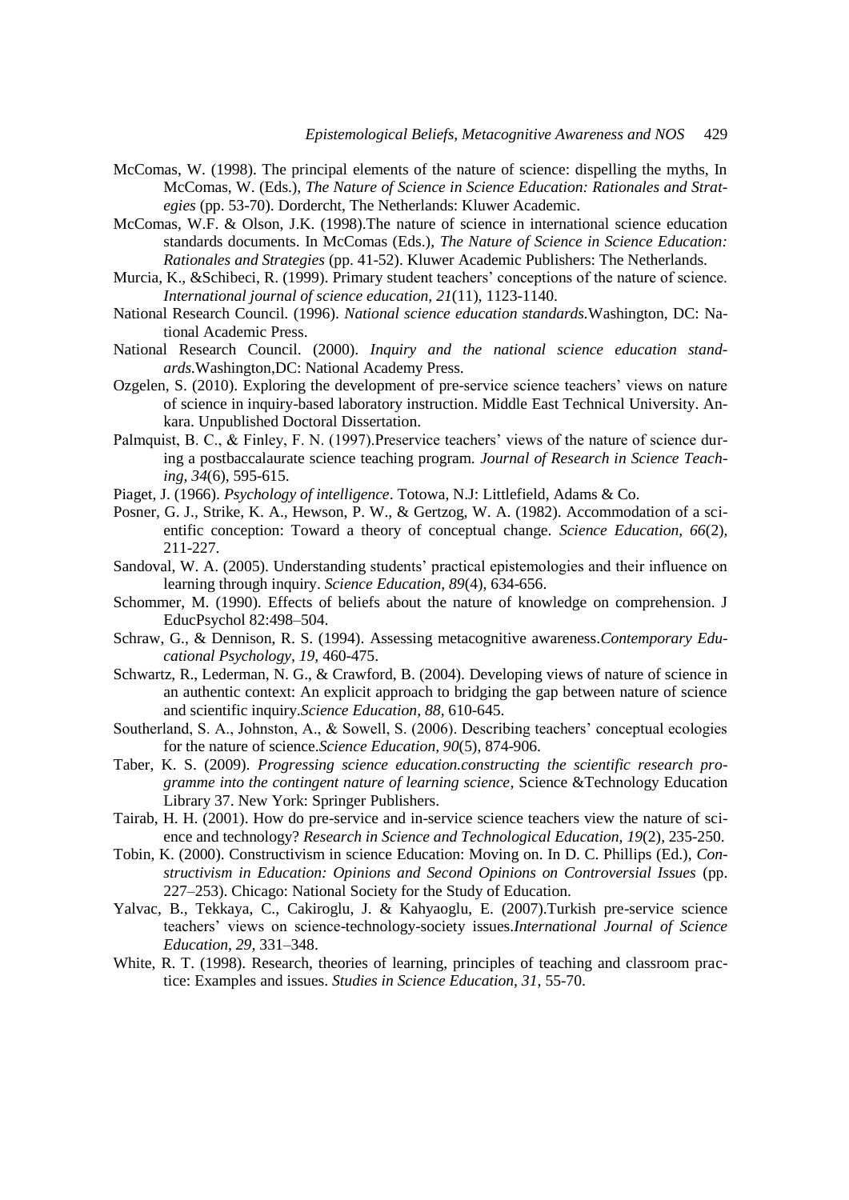McComas, W. (1998). The principal elements of the nature of science: dispelling the myths, In McComas, W. (Eds.), *The Nature of Science in Science Education: Rationales and Strategies* (pp. 53-70). Dordercht, The Netherlands: Kluwer Academic.

McComas, W.F. & Olson, J.K. (1998).The nature of science in international science education standards documents. In McComas (Eds.), *The Nature of Science in Science Education: Rationales and Strategies* (pp. 41-52). Kluwer Academic Publishers: The Netherlands.

Murcia, K., &Schibeci, R. (1999). Primary student teachers' conceptions of the nature of science. *International journal of science education, 21*(11), 1123-1140.

National Research Council. (1996). *National science education standards.*Washington, DC: National Academic Press.

National Research Council. (2000). *Inquiry and the national science education standards.*Washington,DC: National Academy Press.

Ozgelen, S. (2010). Exploring the development of pre-service science teachers' views on nature of science in inquiry-based laboratory instruction. Middle East Technical University. Ankara. Unpublished Doctoral Dissertation.

Palmquist, B. C., & Finley, F. N. (1997).Preservice teachers' views of the nature of science during a postbaccalaurate science teaching program. *Journal of Research in Science Teaching, 34*(6), 595-615.

Piaget, J. (1966). *Psychology of intelligence*. Totowa, N.J: Littlefield, Adams & Co.

Posner, G. J., Strike, K. A., Hewson, P. W., & Gertzog, W. A. (1982). Accommodation of a scientific conception: Toward a theory of conceptual change. *Science Education, 66*(2), 211-227.

Sandoval, W. A. (2005). Understanding students' practical epistemologies and their influence on learning through inquiry. *Science Education, 89*(4), 634-656.

Schommer, M. (1990). Effects of beliefs about the nature of knowledge on comprehension. J EducPsychol 82:498–504.

Schraw, G., & Dennison, R. S. (1994). Assessing metacognitive awareness.*Contemporary Educational Psychology, 19*, 460-475.

Schwartz, R., Lederman, N. G., & Crawford, B. (2004). Developing views of nature of science in an authentic context: An explicit approach to bridging the gap between nature of science and scientific inquiry.*Science Education, 88*, 610-645.

Southerland, S. A., Johnston, A., & Sowell, S. (2006). Describing teachers' conceptual ecologies for the nature of science.*Science Education, 90*(5), 874-906.

Taber, K. S. (2009). *Progressing science education.constructing the scientific research programme into the contingent nature of learning science,* Science &Technology Education Library 37. New York: Springer Publishers.

Tairab, H. H. (2001). How do pre-service and in-service science teachers view the nature of science and technology? *Research in Science and Technological Education, 19*(2), 235-250.

Tobin, K. (2000). Constructivism in science Education: Moving on. In D. C. Phillips (Ed.), *Constructivism in Education: Opinions and Second Opinions on Controversial Issues* (pp. 227–253). Chicago: National Society for the Study of Education.

Yalvac, B., Tekkaya, C., Cakiroglu, J. & Kahyaoglu, E. (2007).Turkish pre-service science teachers' views on science-technology-society issues.*International Journal of Science Education, 29*, 331–348.

White, R. T. (1998). Research, theories of learning, principles of teaching and classroom practice: Examples and issues. *Studies in Science Education, 31*, 55-70.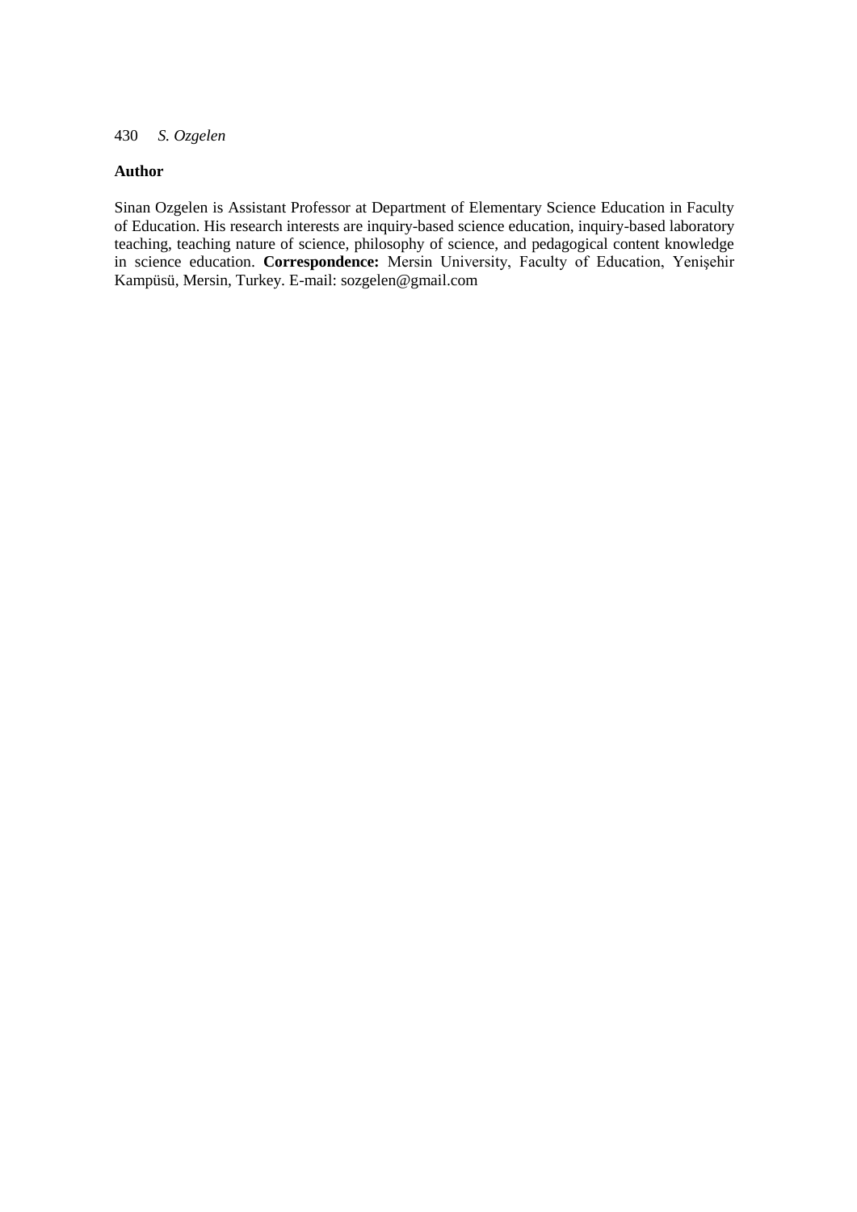## Author

Sinan Ozgelen is Assistant Professor at Department of Elementary Science Education in Faculty of Education. His research interests are inquiry-based science education, inquiry-based laboratory teaching, teaching nature of science, philosophy of science, and pedagogical content knowledge in science education. **Correspondence:** Mersin University, Faculty of Education, Yenişehir Kampüsü, Mersin, Turkey. E-mail: sozgelen@gmail.com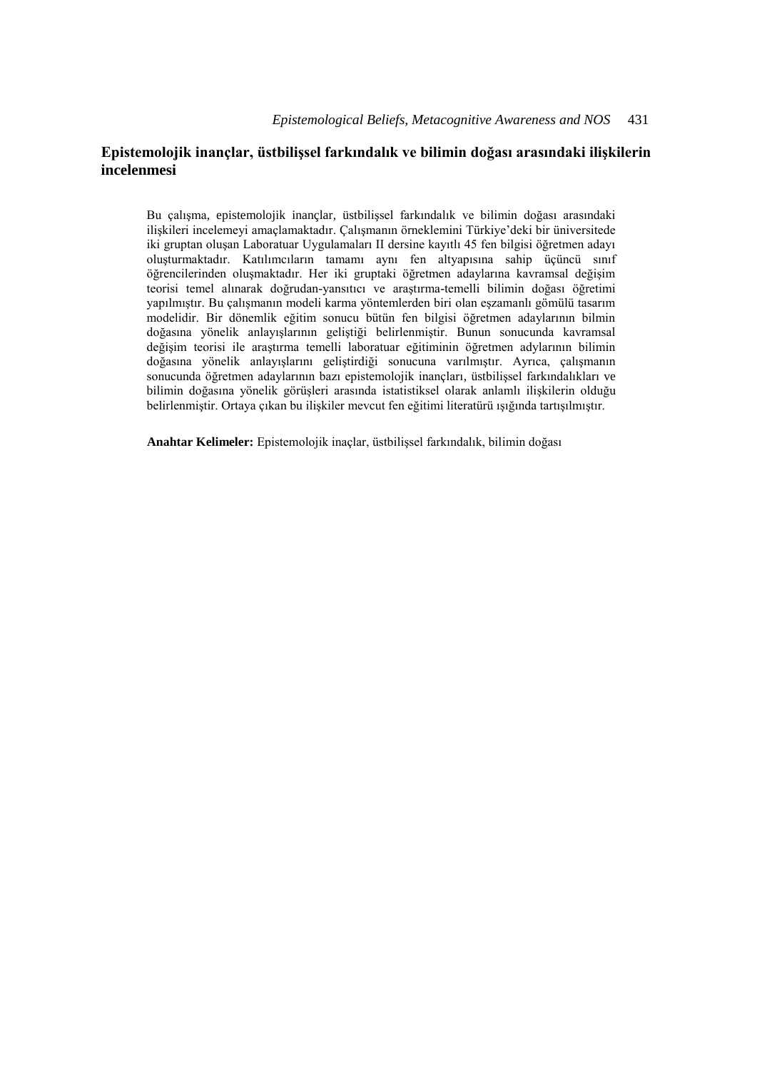## Epistemolojik inançlar, üstbilişsel farkındalık ve bilimin doğası arasındaki ilişkilerin incelenmesi

Bu çalışma, epistemolojik inançlar, üstbilişsel farkındalık ve bilimin doğası arasındaki ilişkileri incelemeyi amaçlamaktadır. Çalışmanın örneklemini Türkiye'deki bir üniversitede iki gruptan oluşan Laboratuar Uygulamaları II dersine kayıtlı 45 fen bilgisi öğretmen adayı oluşturmaktadır. Katılımcıların tamamı aynı fen altyapısına sahip üçüncü sınıf öğrencilerinden oluşmaktadır. Her iki gruptaki öğretmen adaylarına kavramsal değişim teorisi temel alınarak doğrudan-yansıtıcı ve araştırma-temelli bilimin doğası öğretimi yapılmıştır. Bu çalışmanın modeli karma yöntemlerden biri olan eşzamanlı gömülü tasarım modelidir. Bir dönemlik eğitim sonucu bütün fen bilgisi öğretmen adaylarının bilmin doğasına yönelik anlayışlarının geliştiği belirlenmiştir. Bunun sonucunda kavramsal değişim teorisi ile araştırma temelli laboratuar eğitiminin öğretmen adylarının bilimin doğasına yönelik anlayışlarını geliştirdiği sonucuna varılmıştır. Ayrıca, çalışmanın sonucunda öğretmen adaylarının bazı epistemolojik inançları, üstbilişsel farkındalıkları ve bilimin doğasına yönelik görüşleri arasında istatistiksel olarak anlamlı ilişkilerin olduğu belirlenmiştir. Ortaya çıkan bu ilişkiler mevcut fen eğitimi literatürü ışığında tartışılmıştır.

**Anahtar Kelimeler:** Epistemolojik inaçlar, üstbilişsel farkındalık, bilimin doğası